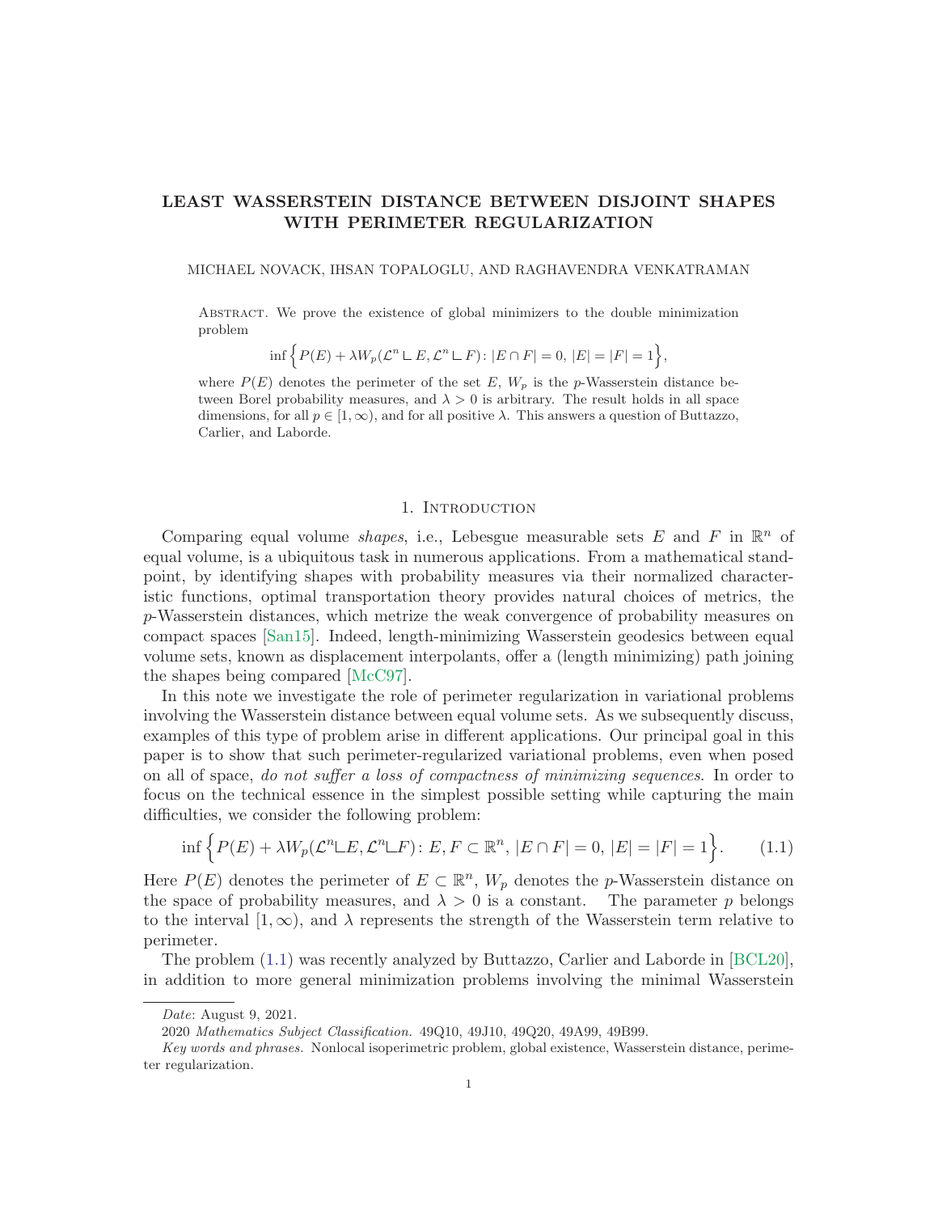# LEAST WASSERSTEIN DISTANCE BETWEEN DISJOINT SHAPES WITH PERIMETER REGULARIZATION

MICHAEL NOVACK, IHSAN TOPALOGLU, AND RAGHAVENDRA VENKATRAMAN

Abstract. We prove the existence of global minimizers to the double minimization problem

$$\inf\Big\{P(E)+\lambda W_p(\mathcal{L}^n \llcorner E, \mathcal{L}^n \llcorner F)\colon |E\cap F|=0,\ |E|=|F|=1\Big\},$$

where $P(E)$ denotes the perimeter of the set $E$, $W_p$ is the $p$-Wasserstein distance between Borel probability measures, and $\lambda>0$ is arbitrary. The result holds in all space dimensions, for all $p\in[1,\infty)$, and for all positive $\lambda$. This answers a question of Buttazzo, Carlier, and Laborde.

## 1. Introduction

Comparing equal volume *shapes*, i.e., Lebesgue measurable sets $E$ and $F$ in $\mathbb{R}^n$ of equal volume, is a ubiquitous task in numerous applications. From a mathematical standpoint, by identifying shapes with probability measures via their normalized characteristic functions, optimal transportation theory provides natural choices of metrics, the $p$-Wasserstein distances, which metrize the weak convergence of probability measures on compact spaces [San15]. Indeed, length-minimizing Wasserstein geodesics between equal volume sets, known as displacement interpolants, offer a (length minimizing) path joining the shapes being compared [McC97].

In this note we investigate the role of perimeter regularization in variational problems involving the Wasserstein distance between equal volume sets. As we subsequently discuss, examples of this type of problem arise in different applications. Our principal goal in this paper is to show that such perimeter-regularized variational problems, even when posed on all of space, *do not suffer a loss of compactness of minimizing sequences*. In order to focus on the technical essence in the simplest possible setting while capturing the main difficulties, we consider the following problem:

$$\inf\Big\{P(E)+\lambda W_p(\mathcal{L}^n \llcorner E, \mathcal{L}^n \llcorner F)\colon E,F\subset\mathbb{R}^n,\ |E\cap F|=0,\ |E|=|F|=1\Big\}. \tag{1.1}$$

Here $P(E)$ denotes the perimeter of $E\subset\mathbb{R}^n$, $W_p$ denotes the $p$-Wasserstein distance on the space of probability measures, and $\lambda>0$ is a constant. The parameter $p$ belongs to the interval $[1,\infty)$, and $\lambda$ represents the strength of the Wasserstein term relative to perimeter.

The problem (1.1) was recently analyzed by Buttazzo, Carlier and Laborde in [BCL20], in addition to more general minimization problems involving the minimal Wasserstein

---

*Date*: August 9, 2021.

2020 *Mathematics Subject Classification.* 49Q10, 49J10, 49Q20, 49A99, 49B99.

*Key words and phrases.* Nonlocal isoperimetric problem, global existence, Wasserstein distance, perimeter regularization.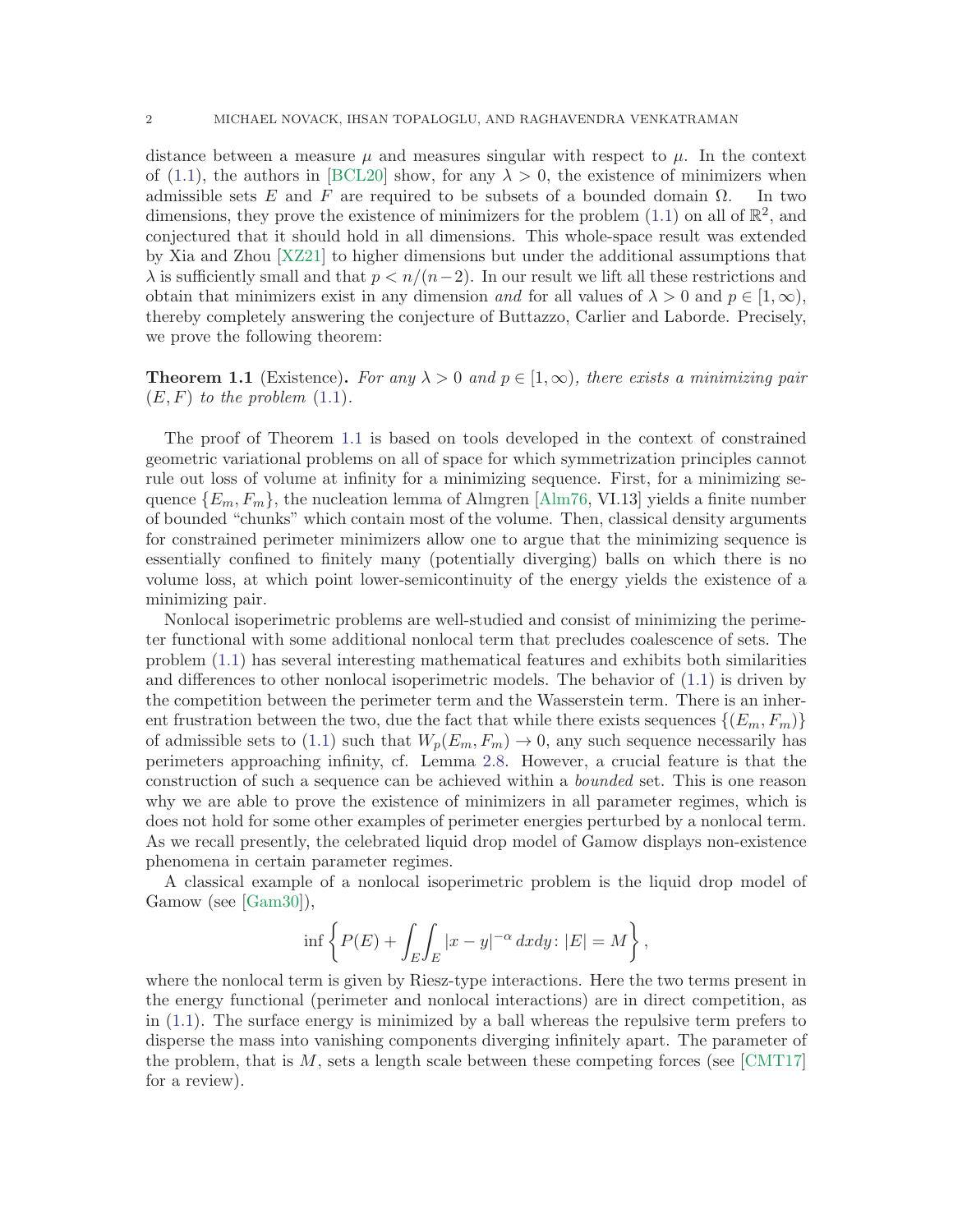distance between a measure $\mu$ and measures singular with respect to $\mu$. In the context of (1.1), the authors in [BCL20] show, for any $\lambda > 0$, the existence of minimizers when admissible sets $E$ and $F$ are required to be subsets of a bounded domain $\Omega$. In two dimensions, they prove the existence of minimizers for the problem (1.1) on all of $\mathbb{R}^2$, and conjectured that it should hold in all dimensions. This whole-space result was extended by Xia and Zhou [XZ21] to higher dimensions but under the additional assumptions that $\lambda$ is sufficiently small and that $p < n/(n-2)$. In our result we lift all these restrictions and obtain that minimizers exist in any dimension *and* for all values of $\lambda > 0$ and $p \in [1, \infty)$, thereby completely answering the conjecture of Buttazzo, Carlier and Laborde. Precisely, we prove the following theorem:

**Theorem 1.1** (Existence)**.** *For any $\lambda > 0$ and $p \in [1, \infty)$, there exists a minimizing pair $(E, F)$ to the problem (1.1).*

The proof of Theorem 1.1 is based on tools developed in the context of constrained geometric variational problems on all of space for which symmetrization principles cannot rule out loss of volume at infinity for a minimizing sequence. First, for a minimizing sequence $\{E_m, F_m\}$, the nucleation lemma of Almgren [Alm76, VI.13] yields a finite number of bounded "chunks" which contain most of the volume. Then, classical density arguments for constrained perimeter minimizers allow one to argue that the minimizing sequence is essentially confined to finitely many (potentially diverging) balls on which there is no volume loss, at which point lower-semicontinuity of the energy yields the existence of a minimizing pair.

Nonlocal isoperimetric problems are well-studied and consist of minimizing the perimeter functional with some additional nonlocal term that precludes coalescence of sets. The problem (1.1) has several interesting mathematical features and exhibits both similarities and differences to other nonlocal isoperimetric models. The behavior of (1.1) is driven by the competition between the perimeter term and the Wasserstein term. There is an inherent frustration between the two, due the fact that while there exists sequences $\{(E_m, F_m)\}$ of admissible sets to (1.1) such that $W_p(E_m, F_m) \to 0$, any such sequence necessarily has perimeters approaching infinity, cf. Lemma 2.8. However, a crucial feature is that the construction of such a sequence can be achieved within a *bounded* set. This is one reason why we are able to prove the existence of minimizers in all parameter regimes, which is does not hold for some other examples of perimeter energies perturbed by a nonlocal term. As we recall presently, the celebrated liquid drop model of Gamow displays non-existence phenomena in certain parameter regimes.

A classical example of a nonlocal isoperimetric problem is the liquid drop model of Gamow (see [Gam30]),

$$\inf \left\{ P(E) + \int_E \int_E |x - y|^{-\alpha} \, dx dy \colon |E| = M \right\},$$

where the nonlocal term is given by Riesz-type interactions. Here the two terms present in the energy functional (perimeter and nonlocal interactions) are in direct competition, as in (1.1). The surface energy is minimized by a ball whereas the repulsive term prefers to disperse the mass into vanishing components diverging infinitely apart. The parameter of the problem, that is $M$, sets a length scale between these competing forces (see [CMT17] for a review).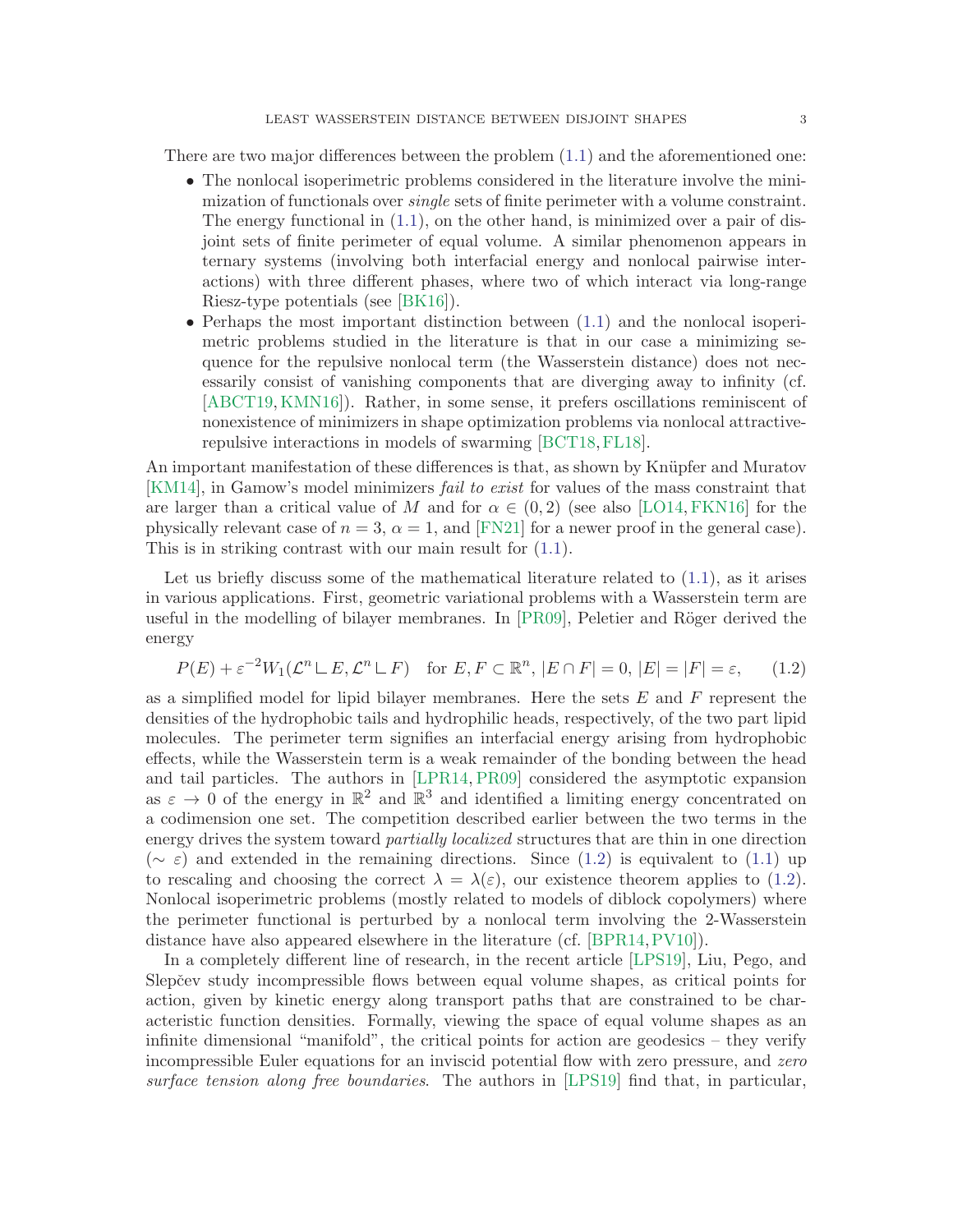There are two major differences between the problem (1.1) and the aforementioned one:

- The nonlocal isoperimetric problems considered in the literature involve the minimization of functionals over *single* sets of finite perimeter with a volume constraint. The energy functional in (1.1), on the other hand, is minimized over a pair of disjoint sets of finite perimeter of equal volume. A similar phenomenon appears in ternary systems (involving both interfacial energy and nonlocal pairwise interactions) with three different phases, where two of which interact via long-range Riesz-type potentials (see [BK16]).
- Perhaps the most important distinction between (1.1) and the nonlocal isoperimetric problems studied in the literature is that in our case a minimizing sequence for the repulsive nonlocal term (the Wasserstein distance) does not necessarily consist of vanishing components that are diverging away to infinity (cf. [ABCT19, KMN16]). Rather, in some sense, it prefers oscillations reminiscent of nonexistence of minimizers in shape optimization problems via nonlocal attractive-repulsive interactions in models of swarming [BCT18, FL18].

An important manifestation of these differences is that, as shown by Knüpfer and Muratov [KM14], in Gamow's model minimizers *fail to exist* for values of the mass constraint that are larger than a critical value of $M$ and for $\alpha \in (0, 2)$ (see also [LO14, FKN16] for the physically relevant case of $n = 3$, $\alpha = 1$, and [FN21] for a newer proof in the general case). This is in striking contrast with our main result for (1.1).

Let us briefly discuss some of the mathematical literature related to (1.1), as it arises in various applications. First, geometric variational problems with a Wasserstein term are useful in the modelling of bilayer membranes. In [PR09], Peletier and Röger derived the energy

$$P(E) + \varepsilon^{-2} W_1(\mathcal{L}^n \llcorner E, \mathcal{L}^n \llcorner F) \quad \text{for } E, F \subset \mathbb{R}^n,\ |E \cap F| = 0,\ |E| = |F| = \varepsilon, \qquad (1.2)$$

as a simplified model for lipid bilayer membranes. Here the sets $E$ and $F$ represent the densities of the hydrophobic tails and hydrophilic heads, respectively, of the two part lipid molecules. The perimeter term signifies an interfacial energy arising from hydrophobic effects, while the Wasserstein term is a weak remainder of the bonding between the head and tail particles. The authors in [LPR14, PR09] considered the asymptotic expansion as $\varepsilon \to 0$ of the energy in $\mathbb{R}^2$ and $\mathbb{R}^3$ and identified a limiting energy concentrated on a codimension one set. The competition described earlier between the two terms in the energy drives the system toward *partially localized* structures that are thin in one direction ($\sim \varepsilon$) and extended in the remaining directions. Since (1.2) is equivalent to (1.1) up to rescaling and choosing the correct $\lambda = \lambda(\varepsilon)$, our existence theorem applies to (1.2). Nonlocal isoperimetric problems (mostly related to models of diblock copolymers) where the perimeter functional is perturbed by a nonlocal term involving the 2-Wasserstein distance have also appeared elsewhere in the literature (cf. [BPR14, PV10]).

In a completely different line of research, in the recent article [LPS19], Liu, Pego, and Slepčev study incompressible flows between equal volume shapes, as critical points for action, given by kinetic energy along transport paths that are constrained to be characteristic function densities. Formally, viewing the space of equal volume shapes as an infinite dimensional "manifold", the critical points for action are geodesics – they verify incompressible Euler equations for an inviscid potential flow with zero pressure, and *zero surface tension along free boundaries*. The authors in [LPS19] find that, in particular,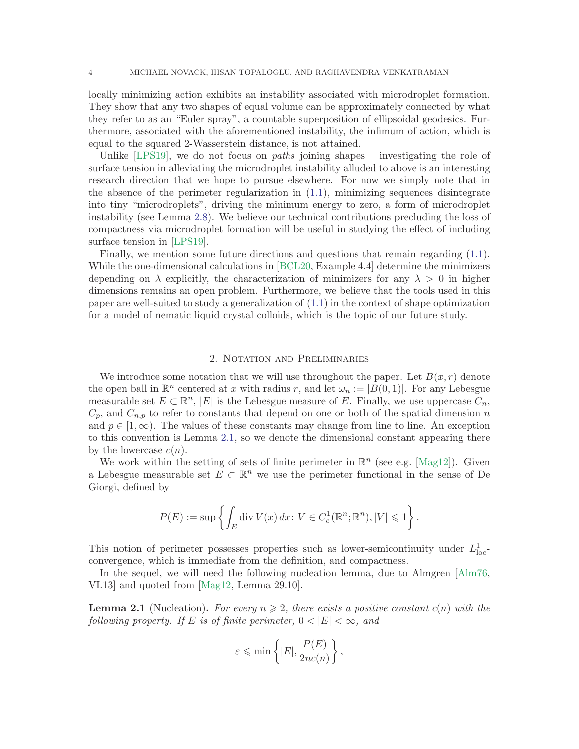locally minimizing action exhibits an instability associated with microdroplet formation. They show that any two shapes of equal volume can be approximately connected by what they refer to as an "Euler spray", a countable superposition of ellipsoidal geodesics. Furthermore, associated with the aforementioned instability, the infimum of action, which is equal to the squared 2-Wasserstein distance, is not attained.

Unlike [LPS19], we do not focus on *paths* joining shapes – investigating the role of surface tension in alleviating the microdroplet instability alluded to above is an interesting research direction that we hope to pursue elsewhere. For now we simply note that in the absence of the perimeter regularization in (1.1), minimizing sequences disintegrate into tiny "microdroplets", driving the minimum energy to zero, a form of microdroplet instability (see Lemma 2.8). We believe our technical contributions precluding the loss of compactness via microdroplet formation will be useful in studying the effect of including surface tension in [LPS19].

Finally, we mention some future directions and questions that remain regarding (1.1). While the one-dimensional calculations in [BCL20, Example 4.4] determine the minimizers depending on $\lambda$ explicitly, the characterization of minimizers for any $\lambda > 0$ in higher dimensions remains an open problem. Furthermore, we believe that the tools used in this paper are well-suited to study a generalization of (1.1) in the context of shape optimization for a model of nematic liquid crystal colloids, which is the topic of our future study.

## 2. Notation and Preliminaries

We introduce some notation that we will use throughout the paper. Let $B(x, r)$ denote the open ball in $\mathbb{R}^n$ centered at $x$ with radius $r$, and let $\omega_n := |B(0, 1)|$. For any Lebesgue measurable set $E \subset \mathbb{R}^n$, $|E|$ is the Lebesgue measure of $E$. Finally, we use uppercase $C_n$, $C_p$, and $C_{n,p}$ to refer to constants that depend on one or both of the spatial dimension $n$ and $p \in [1, \infty)$. The values of these constants may change from line to line. An exception to this convention is Lemma 2.1, so we denote the dimensional constant appearing there by the lowercase $c(n)$.

We work within the setting of sets of finite perimeter in $\mathbb{R}^n$ (see e.g. [Mag12]). Given a Lebesgue measurable set $E \subset \mathbb{R}^n$ we use the perimeter functional in the sense of De Giorgi, defined by

$$P(E) := \sup \left\{ \int_E \operatorname{div} V(x)\, dx \colon V \in C^1_c(\mathbb{R}^n; \mathbb{R}^n), |V| \leqslant 1 \right\}.$$

This notion of perimeter possesses properties such as lower-semicontinuity under $L^1_{\mathrm{loc}}$-convergence, which is immediate from the definition, and compactness.

In the sequel, we will need the following nucleation lemma, due to Almgren [Alm76, VI.13] and quoted from [Mag12, Lemma 29.10].

**Lemma 2.1** (Nucleation)**.** *For every $n \geqslant 2$, there exists a positive constant $c(n)$ with the following property. If $E$ is of finite perimeter, $0 < |E| < \infty$, and*

$$\varepsilon \leqslant \min \left\{ |E|, \frac{P(E)}{2nc(n)} \right\},$$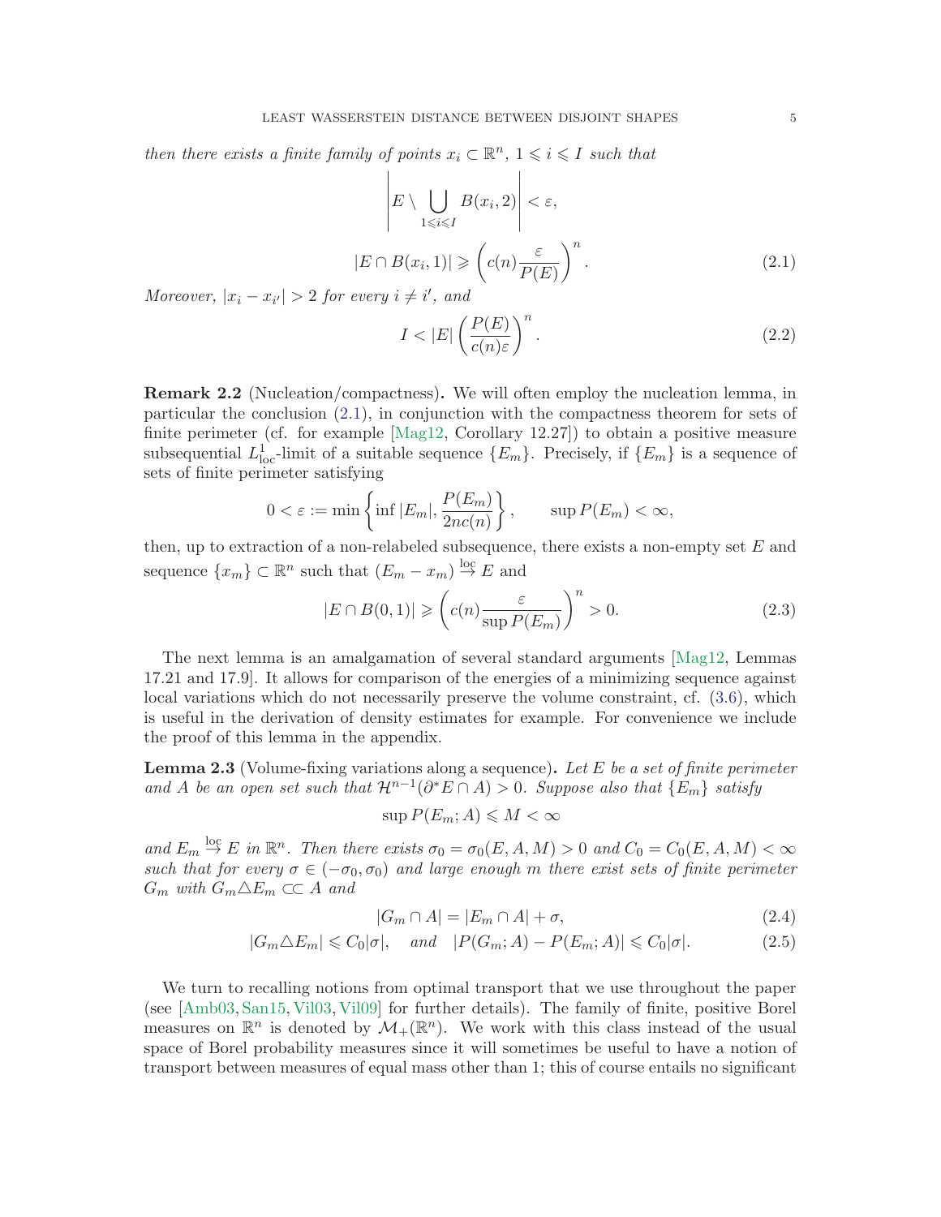*then there exists a finite family of points $x_i \subset \mathbb{R}^n$, $1 \leqslant i \leqslant I$ such that*

$$\left| E \setminus \bigcup_{1 \leqslant i \leqslant I} B(x_i, 2) \right| < \varepsilon,$$

$$|E \cap B(x_i, 1)| \geqslant \left( c(n) \frac{\varepsilon}{P(E)} \right)^n. \tag{2.1}$$

*Moreover, $|x_i - x_{i'}| > 2$ for every $i \neq i'$, and*

$$I < |E| \left( \frac{P(E)}{c(n)\varepsilon} \right)^n. \tag{2.2}$$

**Remark 2.2** (Nucleation/compactness)**.** We will often employ the nucleation lemma, in particular the conclusion (2.1), in conjunction with the compactness theorem for sets of finite perimeter (cf. for example [Mag12, Corollary 12.27]) to obtain a positive measure subsequential $L^1_{\text{loc}}$-limit of a suitable sequence $\{E_m\}$. Precisely, if $\{E_m\}$ is a sequence of sets of finite perimeter satisfying

$$0 < \varepsilon := \min \left\{ \inf |E_m|, \frac{P(E_m)}{2nc(n)} \right\}, \qquad \sup P(E_m) < \infty,$$

then, up to extraction of a non-relabeled subsequence, there exists a non-empty set $E$ and sequence $\{x_m\} \subset \mathbb{R}^n$ such that $(E_m - x_m) \overset{\text{loc}}{\to} E$ and

$$|E \cap B(0,1)| \geqslant \left( c(n) \frac{\varepsilon}{\sup P(E_m)} \right)^n > 0. \tag{2.3}$$

The next lemma is an amalgamation of several standard arguments [Mag12, Lemmas 17.21 and 17.9]. It allows for comparison of the energies of a minimizing sequence against local variations which do not necessarily preserve the volume constraint, cf. (3.6), which is useful in the derivation of density estimates for example. For convenience we include the proof of this lemma in the appendix.

**Lemma 2.3** (Volume-fixing variations along a sequence)**.** *Let $E$ be a set of finite perimeter and $A$ be an open set such that $\mathcal{H}^{n-1}(\partial^* E \cap A) > 0$. Suppose also that $\{E_m\}$ satisfy*

$$\sup P(E_m; A) \leqslant M < \infty$$

*and $E_m \overset{\text{loc}}{\to} E$ in $\mathbb{R}^n$. Then there exists $\sigma_0 = \sigma_0(E, A, M) > 0$ and $C_0 = C_0(E, A, M) < \infty$ such that for every $\sigma \in (-\sigma_0, \sigma_0)$ and large enough $m$ there exist sets of finite perimeter $G_m$ with $G_m \triangle E_m \subset\subset A$ and*

$$|G_m \cap A| = |E_m \cap A| + \sigma, \tag{2.4}$$

$$|G_m \triangle E_m| \leqslant C_0 |\sigma|, \quad \text{and} \quad |P(G_m; A) - P(E_m; A)| \leqslant C_0 |\sigma|. \tag{2.5}$$

We turn to recalling notions from optimal transport that we use throughout the paper (see [Amb03, San15, Vil03, Vil09] for further details). The family of finite, positive Borel measures on $\mathbb{R}^n$ is denoted by $\mathcal{M}_+(\mathbb{R}^n)$. We work with this class instead of the usual space of Borel probability measures since it will sometimes be useful to have a notion of transport between measures of equal mass other than 1; this of course entails no significant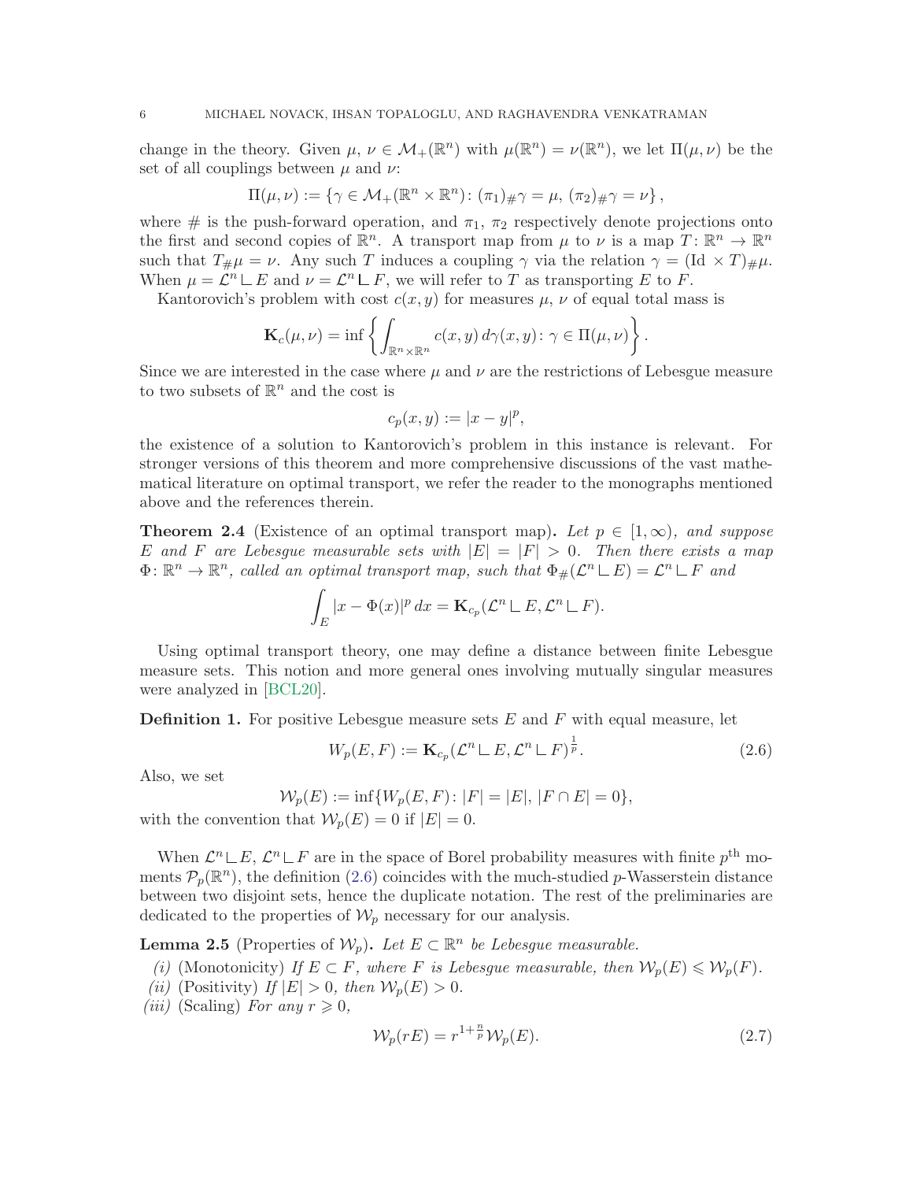change in the theory. Given $\mu,\, \nu \in \mathcal{M}_+(\mathbb{R}^n)$ with $\mu(\mathbb{R}^n) = \nu(\mathbb{R}^n)$, we let $\Pi(\mu,\nu)$ be the set of all couplings between $\mu$ and $\nu$:

$$\Pi(\mu,\nu) := \left\{\gamma \in \mathcal{M}_+(\mathbb{R}^n \times \mathbb{R}^n) \colon (\pi_1)_\# \gamma = \mu,\, (\pi_2)_\# \gamma = \nu \right\},$$

where $\#$ is the push-forward operation, and $\pi_1$, $\pi_2$ respectively denote projections onto the first and second copies of $\mathbb{R}^n$. A transport map from $\mu$ to $\nu$ is a map $T \colon \mathbb{R}^n \to \mathbb{R}^n$ such that $T_\# \mu = \nu$. Any such $T$ induces a coupling $\gamma$ via the relation $\gamma = (\mathrm{Id} \times T)_\# \mu$. When $\mu = \mathcal{L}^n \llcorner E$ and $\nu = \mathcal{L}^n \llcorner F$, we will refer to $T$ as transporting $E$ to $F$.

Kantorovich's problem with cost $c(x,y)$ for measures $\mu$, $\nu$ of equal total mass is

$$\mathbf{K}_c(\mu,\nu) = \inf\left\{ \int_{\mathbb{R}^n \times \mathbb{R}^n} c(x,y)\, d\gamma(x,y) \colon \gamma \in \Pi(\mu,\nu) \right\}.$$

Since we are interested in the case where $\mu$ and $\nu$ are the restrictions of Lebesgue measure to two subsets of $\mathbb{R}^n$ and the cost is

$$c_p(x,y) := |x-y|^p,$$

the existence of a solution to Kantorovich's problem in this instance is relevant. For stronger versions of this theorem and more comprehensive discussions of the vast mathematical literature on optimal transport, we refer the reader to the monographs mentioned above and the references therein.

**Theorem 2.4** (Existence of an optimal transport map)**.** *Let $p \in [1,\infty)$, and suppose $E$ and $F$ are Lebesgue measurable sets with $|E| = |F| > 0$. Then there exists a map $\Phi \colon \mathbb{R}^n \to \mathbb{R}^n$, called an optimal transport map, such that $\Phi_\#(\mathcal{L}^n \llcorner E) = \mathcal{L}^n \llcorner F$ and*

$$\int_E |x - \Phi(x)|^p\, dx = \mathbf{K}_{c_p}(\mathcal{L}^n \llcorner E, \mathcal{L}^n \llcorner F).$$

Using optimal transport theory, one may define a distance between finite Lebesgue measure sets. This notion and more general ones involving mutually singular measures were analyzed in [BCL20].

**Definition 1.** For positive Lebesgue measure sets $E$ and $F$ with equal measure, let

$$W_p(E,F) := \mathbf{K}_{c_p}(\mathcal{L}^n \llcorner E, \mathcal{L}^n \llcorner F)^{\frac{1}{p}}. \tag{2.6}$$

Also, we set

$$\mathcal{W}_p(E) := \inf\{W_p(E,F) \colon |F| = |E|,\, |F \cap E| = 0\},$$

with the convention that $\mathcal{W}_p(E) = 0$ if $|E| = 0$.

When $\mathcal{L}^n \llcorner E$, $\mathcal{L}^n \llcorner F$ are in the space of Borel probability measures with finite $p^{\text{th}}$ moments $\mathcal{P}_p(\mathbb{R}^n)$, the definition (2.6) coincides with the much-studied $p$-Wasserstein distance between two disjoint sets, hence the duplicate notation. The rest of the preliminaries are dedicated to the properties of $\mathcal{W}_p$ necessary for our analysis.

**Lemma 2.5** (Properties of $\mathcal{W}_p$)**.** *Let $E \subset \mathbb{R}^n$ be Lebesgue measurable.*

*(i)* (Monotonicity) *If $E \subset F$, where $F$ is Lebesgue measurable, then $\mathcal{W}_p(E) \leqslant \mathcal{W}_p(F)$.*

*(ii)* (Positivity) *If $|E| > 0$, then $\mathcal{W}_p(E) > 0$.*

*(iii)* (Scaling) *For any $r \geqslant 0$,*

$$\mathcal{W}_p(rE) = r^{1+\frac{n}{p}} \mathcal{W}_p(E). \tag{2.7}$$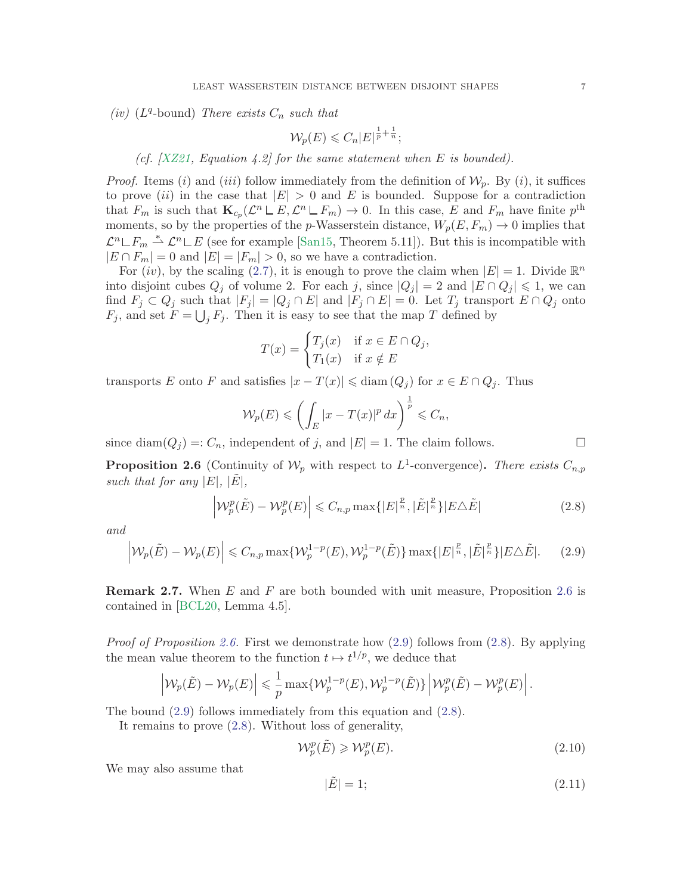*(iv)* ($L^q$-bound) *There exists $C_n$ such that*

$$\mathcal{W}_p(E) \leqslant C_n |E|^{\frac{1}{p}+\frac{1}{n}};$$

*(cf. [XZ21, Equation 4.2] for the same statement when $E$ is bounded).*

*Proof.* Items $(i)$ and $(iii)$ follow immediately from the definition of $\mathcal{W}_p$. By $(i)$, it suffices to prove $(ii)$ in the case that $|E| > 0$ and $E$ is bounded. Suppose for a contradiction that $F_m$ is such that $\mathbf{K}_{c_p}(\mathcal{L}^n \llcorner E, \mathcal{L}^n \llcorner F_m) \to 0$. In this case, $E$ and $F_m$ have finite $p^{\text{th}}$ moments, so by the properties of the $p$-Wasserstein distance, $W_p(E, F_m) \to 0$ implies that $\mathcal{L}^n \llcorner F_m \overset{*}{\rightharpoonup} \mathcal{L}^n \llcorner E$ (see for example [San15, Theorem 5.11]). But this is incompatible with $|E \cap F_m| = 0$ and $|E| = |F_m| > 0$, so we have a contradiction.

For $(iv)$, by the scaling (2.7), it is enough to prove the claim when $|E| = 1$. Divide $\mathbb{R}^n$ into disjoint cubes $Q_j$ of volume 2. For each $j$, since $|Q_j| = 2$ and $|E \cap Q_j| \leqslant 1$, we can find $F_j \subset Q_j$ such that $|F_j| = |Q_j \cap E|$ and $|F_j \cap E| = 0$. Let $T_j$ transport $E \cap Q_j$ onto $F_j$, and set $F = \bigcup_j F_j$. Then it is easy to see that the map $T$ defined by

$$T(x) = \begin{cases} T_j(x) & \text{if } x \in E \cap Q_j, \\ T_1(x) & \text{if } x \notin E \end{cases}$$

transports $E$ onto $F$ and satisfies $|x - T(x)| \leqslant \operatorname{diam}(Q_j)$ for $x \in E \cap Q_j$. Thus

$$\mathcal{W}_p(E) \leqslant \left( \int_E |x - T(x)|^p \, dx \right)^{\frac{1}{p}} \leqslant C_n,$$

since $\operatorname{diam}(Q_j) =: C_n$, independent of $j$, and $|E| = 1$. The claim follows. $\square$

**Proposition 2.6** (Continuity of $\mathcal{W}_p$ with respect to $L^1$-convergence)**.** *There exists $C_{n,p}$ such that for any $|E|$, $|\tilde{E}|$,*

$$\left| \mathcal{W}_p^p(\tilde{E}) - \mathcal{W}_p^p(E) \right| \leqslant C_{n,p} \max\{|E|^{\frac{p}{n}}, |\tilde{E}|^{\frac{p}{n}}\} |E \triangle \tilde{E}| \tag{2.8}$$

*and*

$$\left| \mathcal{W}_p(\tilde{E}) - \mathcal{W}_p(E) \right| \leqslant C_{n,p} \max\{\mathcal{W}_p^{1-p}(E), \mathcal{W}_p^{1-p}(\tilde{E})\} \max\{|E|^{\frac{p}{n}}, |\tilde{E}|^{\frac{p}{n}}\} |E \triangle \tilde{E}|. \tag{2.9}$$

**Remark 2.7.** When $E$ and $F$ are both bounded with unit measure, Proposition 2.6 is contained in [BCL20, Lemma 4.5].

*Proof of Proposition 2.6.* First we demonstrate how (2.9) follows from (2.8). By applying the mean value theorem to the function $t \mapsto t^{1/p}$, we deduce that

$$\left| \mathcal{W}_p(\tilde{E}) - \mathcal{W}_p(E) \right| \leqslant \frac{1}{p} \max\{\mathcal{W}_p^{1-p}(E), \mathcal{W}_p^{1-p}(\tilde{E})\} \left| \mathcal{W}_p^p(\tilde{E}) - \mathcal{W}_p^p(E) \right|.$$

The bound (2.9) follows immediately from this equation and (2.8).

It remains to prove (2.8). Without loss of generality,

$$\mathcal{W}_p^p(\tilde{E}) \geqslant \mathcal{W}_p^p(E). \tag{2.10}$$

We may also assume that

$$|\tilde{E}| = 1; \tag{2.11}$$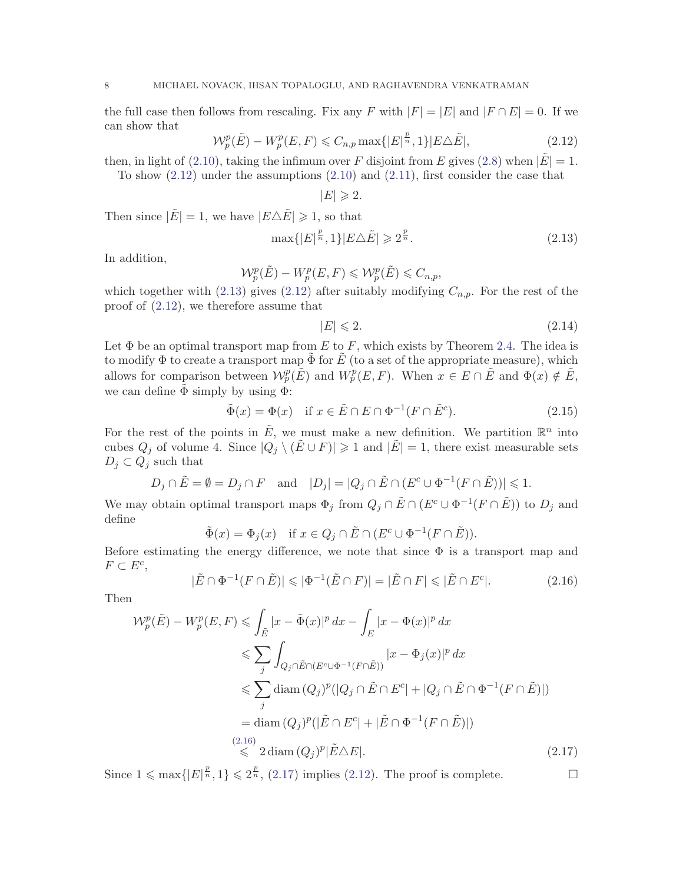the full case then follows from rescaling. Fix any $F$ with $|F| = |E|$ and $|F \cap E| = 0$. If we can show that

$$\mathcal{W}_p^p(\tilde{E}) - W_p^p(E, F) \leqslant C_{n,p} \max\{|E|^{\frac{p}{n}}, 1\} |E \triangle \tilde{E}|, \tag{2.12}$$

then, in light of (2.10), taking the infimum over $F$ disjoint from $E$ gives (2.8) when $|\tilde{E}| = 1$.

To show (2.12) under the assumptions (2.10) and (2.11), first consider the case that

$$|E| \geqslant 2.$$

Then since $|\tilde{E}| = 1$, we have $|E \triangle \tilde{E}| \geqslant 1$, so that

$$\max\{|E|^{\frac{p}{n}}, 1\} |E \triangle \tilde{E}| \geqslant 2^{\frac{p}{n}}. \tag{2.13}$$

In addition,

$$\mathcal{W}_p^p(\tilde{E}) - W_p^p(E, F) \leqslant \mathcal{W}_p^p(\tilde{E}) \leqslant C_{n,p},$$

which together with (2.13) gives (2.12) after suitably modifying $C_{n,p}$. For the rest of the proof of (2.12), we therefore assume that

$$|E| \leqslant 2. \tag{2.14}$$

Let $\Phi$ be an optimal transport map from $E$ to $F$, which exists by Theorem 2.4. The idea is to modify $\Phi$ to create a transport map $\tilde{\Phi}$ for $\tilde{E}$ (to a set of the appropriate measure), which allows for comparison between $\mathcal{W}_p^p(\tilde{E})$ and $W_p^p(E, F)$. When $x \in E \cap \tilde{E}$ and $\Phi(x) \notin \tilde{E}$, we can define $\tilde{\Phi}$ simply by using $\Phi$:

$$\tilde{\Phi}(x) = \Phi(x) \quad \text{if } x \in \tilde{E} \cap E \cap \Phi^{-1}(F \cap \tilde{E}^c). \tag{2.15}$$

For the rest of the points in $\tilde{E}$, we must make a new definition. We partition $\mathbb{R}^n$ into cubes $Q_j$ of volume 4. Since $|Q_j \setminus (\tilde{E} \cup F)| \geqslant 1$ and $|\tilde{E}| = 1$, there exist measurable sets $D_j \subset Q_j$ such that

$$D_j \cap \tilde{E} = \emptyset = D_j \cap F \quad \text{and} \quad |D_j| = |Q_j \cap \tilde{E} \cap (E^c \cup \Phi^{-1}(F \cap \tilde{E}))| \leqslant 1.$$

We may obtain optimal transport maps $\Phi_j$ from $Q_j \cap \tilde{E} \cap (E^c \cup \Phi^{-1}(F \cap \tilde{E}))$ to $D_j$ and define

$$\tilde{\Phi}(x) = \Phi_j(x) \quad \text{if } x \in Q_j \cap \tilde{E} \cap (E^c \cup \Phi^{-1}(F \cap \tilde{E})).$$

Before estimating the energy difference, we note that since $\Phi$ is a transport map and $F \subset E^c$,

$$|\tilde{E} \cap \Phi^{-1}(F \cap \tilde{E})| \leqslant |\Phi^{-1}(\tilde{E} \cap F)| = |\tilde{E} \cap F| \leqslant |\tilde{E} \cap E^c|. \tag{2.16}$$

Then

$$\begin{aligned}
\mathcal{W}_p^p(\tilde{E}) - W_p^p(E, F) &\leqslant \int_{\tilde{E}} |x - \tilde{\Phi}(x)|^p \, dx - \int_E |x - \Phi(x)|^p \, dx \\
&\leqslant \sum_j \int_{Q_j \cap \tilde{E} \cap (E^c \cup \Phi^{-1}(F \cap \tilde{E}))} |x - \Phi_j(x)|^p \, dx \\
&\leqslant \sum_j \operatorname{diam}(Q_j)^p (|Q_j \cap \tilde{E} \cap E^c| + |Q_j \cap \tilde{E} \cap \Phi^{-1}(F \cap \tilde{E})|) \\
&= \operatorname{diam}(Q_j)^p (|\tilde{E} \cap E^c| + |\tilde{E} \cap \Phi^{-1}(F \cap \tilde{E})|) \\
&\overset{(2.16)}{\leqslant} 2 \operatorname{diam}(Q_j)^p |\tilde{E} \triangle E|. 
\end{aligned} \tag{2.17}$$

Since $1 \leqslant \max\{|E|^{\frac{p}{n}}, 1\} \leqslant 2^{\frac{p}{n}}$, (2.17) implies (2.12). The proof is complete. $\square$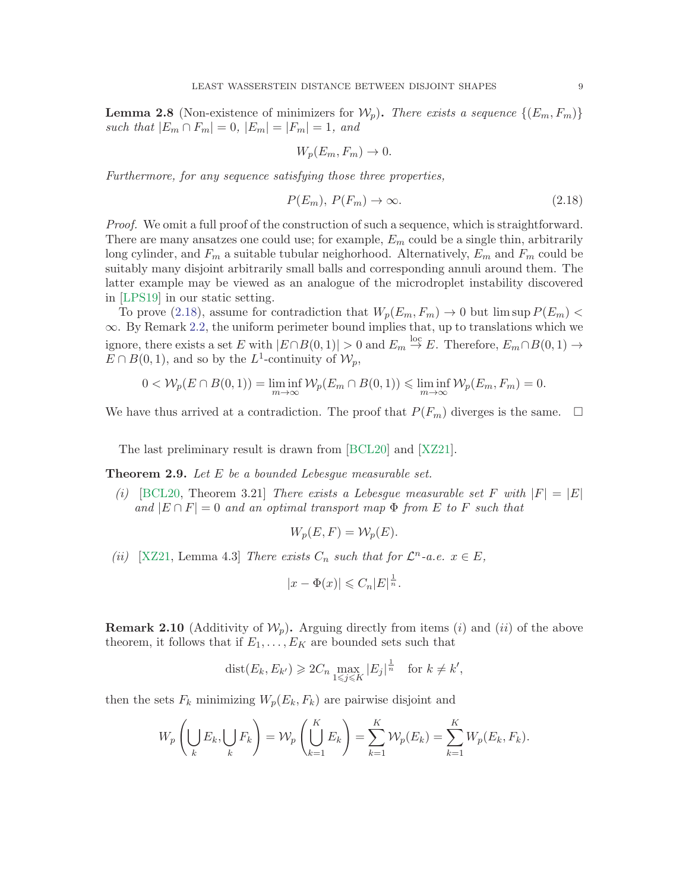**Lemma 2.8** (Non-existence of minimizers for $\mathcal{W}_p$)**.** *There exists a sequence $\{(E_m, F_m)\}$ such that $|E_m \cap F_m| = 0$, $|E_m| = |F_m| = 1$, and*

$$W_p(E_m, F_m) \to 0.$$

*Furthermore, for any sequence satisfying those three properties,*

$$P(E_m),\ P(F_m) \to \infty. \tag{2.18}$$

*Proof.* We omit a full proof of the construction of such a sequence, which is straightforward. There are many ansatzes one could use; for example, $E_m$ could be a single thin, arbitrarily long cylinder, and $F_m$ a suitable tubular neighborhood. Alternatively, $E_m$ and $F_m$ could be suitably many disjoint arbitrarily small balls and corresponding annuli around them. The latter example may be viewed as an analogue of the microdroplet instability discovered in [LPS19] in our static setting.

To prove (2.18), assume for contradiction that $W_p(E_m, F_m) \to 0$ but $\limsup P(E_m) < \infty$. By Remark 2.2, the uniform perimeter bound implies that, up to translations which we ignore, there exists a set $E$ with $|E \cap B(0,1)| > 0$ and $E_m \overset{\text{loc}}{\to} E$. Therefore, $E_m \cap B(0,1) \to E \cap B(0,1)$, and so by the $L^1$-continuity of $\mathcal{W}_p$,

$$0 < \mathcal{W}_p(E \cap B(0,1)) = \liminf_{m\to\infty} \mathcal{W}_p(E_m \cap B(0,1)) \leqslant \liminf_{m\to\infty} \mathcal{W}_p(E_m, F_m) = 0.$$

We have thus arrived at a contradiction. The proof that $P(F_m)$ diverges is the same. $\square$

The last preliminary result is drawn from [BCL20] and [XZ21].

**Theorem 2.9.** *Let $E$ be a bounded Lebesgue measurable set.*

*(i)* [BCL20, Theorem 3.21] *There exists a Lebesgue measurable set $F$ with $|F| = |E|$ and $|E \cap F| = 0$ and an optimal transport map $\Phi$ from $E$ to $F$ such that*

$$W_p(E, F) = \mathcal{W}_p(E).$$

*(ii)* [XZ21, Lemma 4.3] *There exists $C_n$ such that for $\mathcal{L}^n$-a.e. $x \in E$,*

$$|x - \Phi(x)| \leqslant C_n |E|^{\frac{1}{n}}.$$

**Remark 2.10** (Additivity of $\mathcal{W}_p$)**.** Arguing directly from items $(i)$ and $(ii)$ of the above theorem, it follows that if $E_1, \ldots, E_K$ are bounded sets such that

$$\operatorname{dist}(E_k, E_{k'}) \geqslant 2C_n \max_{1\leqslant j\leqslant K} |E_j|^{\frac{1}{n}} \quad \text{for } k \neq k',$$

then the sets $F_k$ minimizing $W_p(E_k, F_k)$ are pairwise disjoint and

$$W_p\left(\bigcup_k E_k, \bigcup_k F_k\right) = \mathcal{W}_p\left(\bigcup_{k=1}^K E_k\right) = \sum_{k=1}^K \mathcal{W}_p(E_k) = \sum_{k=1}^K W_p(E_k, F_k).$$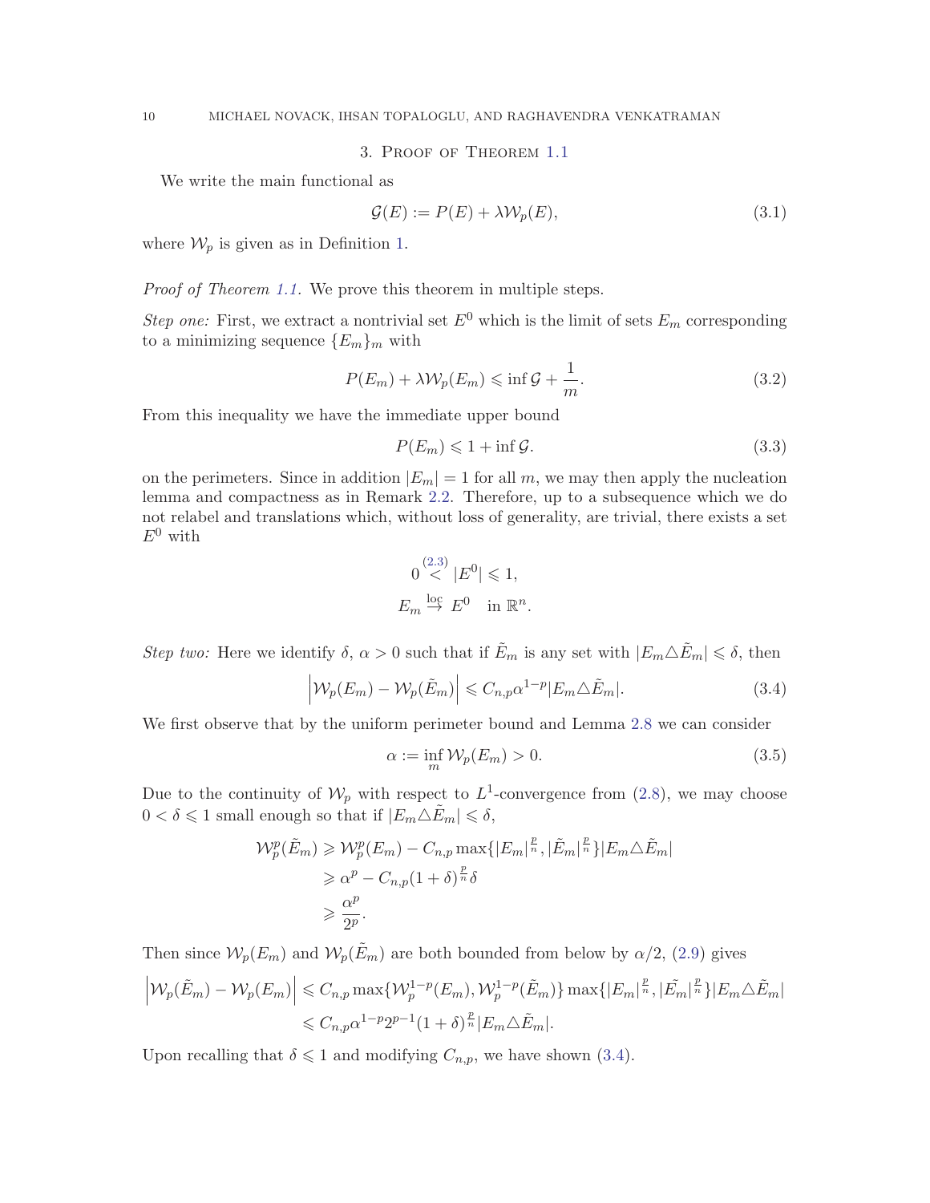## 3. Proof of Theorem 1.1

We write the main functional as

$$\mathcal{G}(E) := P(E) + \lambda \mathcal{W}_p(E), \tag{3.1}$$

where $\mathcal{W}_p$ is given as in Definition 1.

*Proof of Theorem 1.1.* We prove this theorem in multiple steps.

*Step one:* First, we extract a nontrivial set $E^0$ which is the limit of sets $E_m$ corresponding to a minimizing sequence $\{E_m\}_m$ with

$$P(E_m) + \lambda \mathcal{W}_p(E_m) \leqslant \inf \mathcal{G} + \frac{1}{m}. \tag{3.2}$$

From this inequality we have the immediate upper bound

$$P(E_m) \leqslant 1 + \inf \mathcal{G}. \tag{3.3}$$

on the perimeters. Since in addition $|E_m| = 1$ for all $m$, we may then apply the nucleation lemma and compactness as in Remark 2.2. Therefore, up to a subsequence which we do not relabel and translations which, without loss of generality, are trivial, there exists a set $E^0$ with

$$0 \overset{(2.3)}{<} |E^0| \leqslant 1,$$
$$E_m \overset{\text{loc}}{\to} E^0 \quad \text{in } \mathbb{R}^n.$$

*Step two:* Here we identify $\delta$, $\alpha > 0$ such that if $\tilde{E}_m$ is any set with $|E_m \triangle \tilde{E}_m| \leqslant \delta$, then

$$\left| \mathcal{W}_p(E_m) - \mathcal{W}_p(\tilde{E}_m) \right| \leqslant C_{n,p} \alpha^{1-p} |E_m \triangle \tilde{E}_m|. \tag{3.4}$$

We first observe that by the uniform perimeter bound and Lemma 2.8 we can consider

$$\alpha := \inf_m \mathcal{W}_p(E_m) > 0. \tag{3.5}$$

Due to the continuity of $\mathcal{W}_p$ with respect to $L^1$-convergence from (2.8), we may choose $0 < \delta \leqslant 1$ small enough so that if $|E_m \triangle \tilde{E}_m| \leqslant \delta$,

$$\begin{aligned}
\mathcal{W}_p^p(\tilde{E}_m) &\geqslant \mathcal{W}_p^p(E_m) - C_{n,p} \max\{|E_m|^{\frac{p}{n}}, |\tilde{E}_m|^{\frac{p}{n}}\} |E_m \triangle \tilde{E}_m| \\
&\geqslant \alpha^p - C_{n,p}(1+\delta)^{\frac{p}{n}} \delta \\
&\geqslant \frac{\alpha^p}{2^p}.
\end{aligned}$$

Then since $\mathcal{W}_p(E_m)$ and $\mathcal{W}_p(\tilde{E}_m)$ are both bounded from below by $\alpha/2$, (2.9) gives

$$\begin{aligned}
\left| \mathcal{W}_p(\tilde{E}_m) - \mathcal{W}_p(E_m) \right| &\leqslant C_{n,p} \max\{\mathcal{W}_p^{1-p}(E_m), \mathcal{W}_p^{1-p}(\tilde{E}_m)\} \max\{|E_m|^{\frac{p}{n}}, |\tilde{E_m}|^{\frac{p}{n}}\} |E_m \triangle \tilde{E}_m| \\
&\leqslant C_{n,p} \alpha^{1-p} 2^{p-1} (1+\delta)^{\frac{p}{n}} |E_m \triangle \tilde{E}_m|.
\end{aligned}$$

Upon recalling that $\delta \leqslant 1$ and modifying $C_{n,p}$, we have shown (3.4).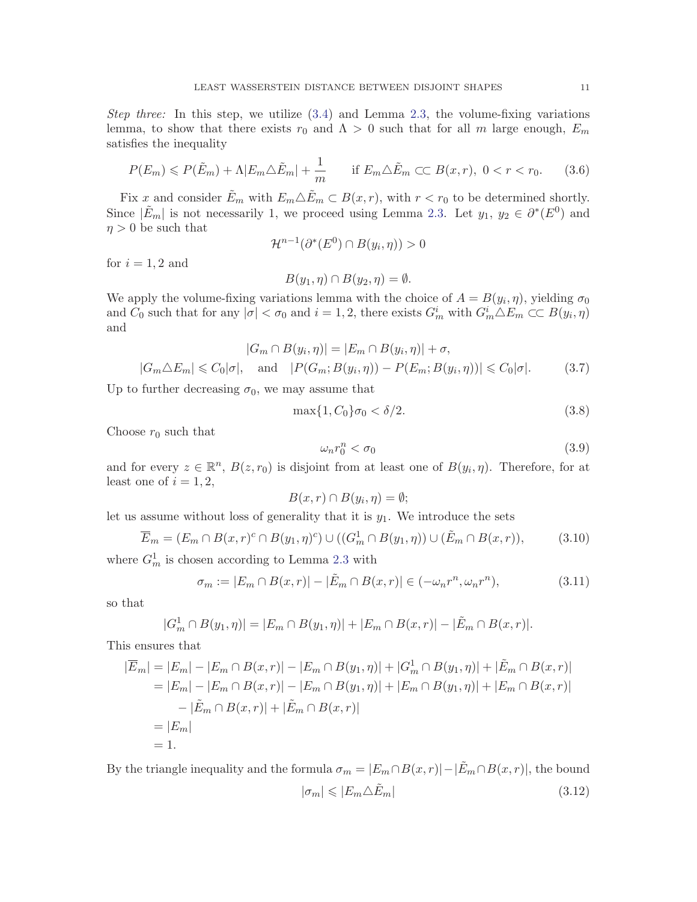*Step three:* In this step, we utilize (3.4) and Lemma 2.3, the volume-fixing variations lemma, to show that there exists $r_0$ and $\Lambda > 0$ such that for all $m$ large enough, $E_m$ satisfies the inequality

$$P(E_m) \leqslant P(\tilde{E}_m) + \Lambda|E_m \triangle \tilde{E}_m| + \frac{1}{m} \qquad \text{if } E_m \triangle \tilde{E}_m \subset\subset B(x,r),\ 0 < r < r_0. \tag{3.6}$$

Fix $x$ and consider $\tilde{E}_m$ with $E_m \triangle \tilde{E}_m \subset B(x,r)$, with $r < r_0$ to be determined shortly. Since $|\tilde{E}_m|$ is not necessarily 1, we proceed using Lemma 2.3. Let $y_1$, $y_2 \in \partial^*(E^0)$ and $\eta > 0$ be such that

$$\mathcal{H}^{n-1}(\partial^*(E^0) \cap B(y_i,\eta)) > 0$$

for $i = 1, 2$ and

$$B(y_1,\eta) \cap B(y_2,\eta) = \emptyset.$$

We apply the volume-fixing variations lemma with the choice of $A = B(y_i,\eta)$, yielding $\sigma_0$ and $C_0$ such that for any $|\sigma| < \sigma_0$ and $i = 1, 2$, there exists $G_m^i$ with $G_m^i \triangle E_m \subset\subset B(y_i,\eta)$ and

$$|G_m \cap B(y_i,\eta)| = |E_m \cap B(y_i,\eta)| + \sigma,$$

$$|G_m \triangle E_m| \leqslant C_0|\sigma|, \quad \text{and} \quad |P(G_m; B(y_i,\eta)) - P(E_m; B(y_i,\eta))| \leqslant C_0|\sigma|. \tag{3.7}$$

Up to further decreasing $\sigma_0$, we may assume that

$$\max\{1, C_0\}\sigma_0 < \delta/2. \tag{3.8}$$

Choose $r_0$ such that

$$\omega_n r_0^n < \sigma_0 \tag{3.9}$$

and for every $z \in \mathbb{R}^n$, $B(z,r_0)$ is disjoint from at least one of $B(y_i,\eta)$. Therefore, for at least one of $i = 1, 2$,

$$B(x,r) \cap B(y_i,\eta) = \emptyset;$$

let us assume without loss of generality that it is $y_1$. We introduce the sets

$$\overline{E}_m = (E_m \cap B(x,r)^c \cap B(y_1,\eta)^c) \cup ((G_m^1 \cap B(y_1,\eta)) \cup (\tilde{E}_m \cap B(x,r)), \tag{3.10}$$

where $G_m^1$ is chosen according to Lemma 2.3 with

$$\sigma_m := |E_m \cap B(x,r)| - |\tilde{E}_m \cap B(x,r)| \in (-\omega_n r^n, \omega_n r^n), \tag{3.11}$$

so that

$$|G_m^1 \cap B(y_1,\eta)| = |E_m \cap B(y_1,\eta)| + |E_m \cap B(x,r)| - |\tilde{E}_m \cap B(x,r)|.$$

This ensures that

$$\begin{aligned}
|\overline{E}_m| &= |E_m| - |E_m \cap B(x,r)| - |E_m \cap B(y_1,\eta)| + |G_m^1 \cap B(y_1,\eta)| + |\tilde{E}_m \cap B(x,r)| \\
&= |E_m| - |E_m \cap B(x,r)| - |E_m \cap B(y_1,\eta)| + |E_m \cap B(y_1,\eta)| + |E_m \cap B(x,r)| \\
&\quad - |\tilde{E}_m \cap B(x,r)| + |\tilde{E}_m \cap B(x,r)| \\
&= |E_m| \\
&= 1.
\end{aligned}$$

By the triangle inequality and the formula $\sigma_m = |E_m \cap B(x,r)| - |\tilde{E}_m \cap B(x,r)|$, the bound

$$|\sigma_m| \leqslant |E_m \triangle \tilde{E}_m| \tag{3.12}$$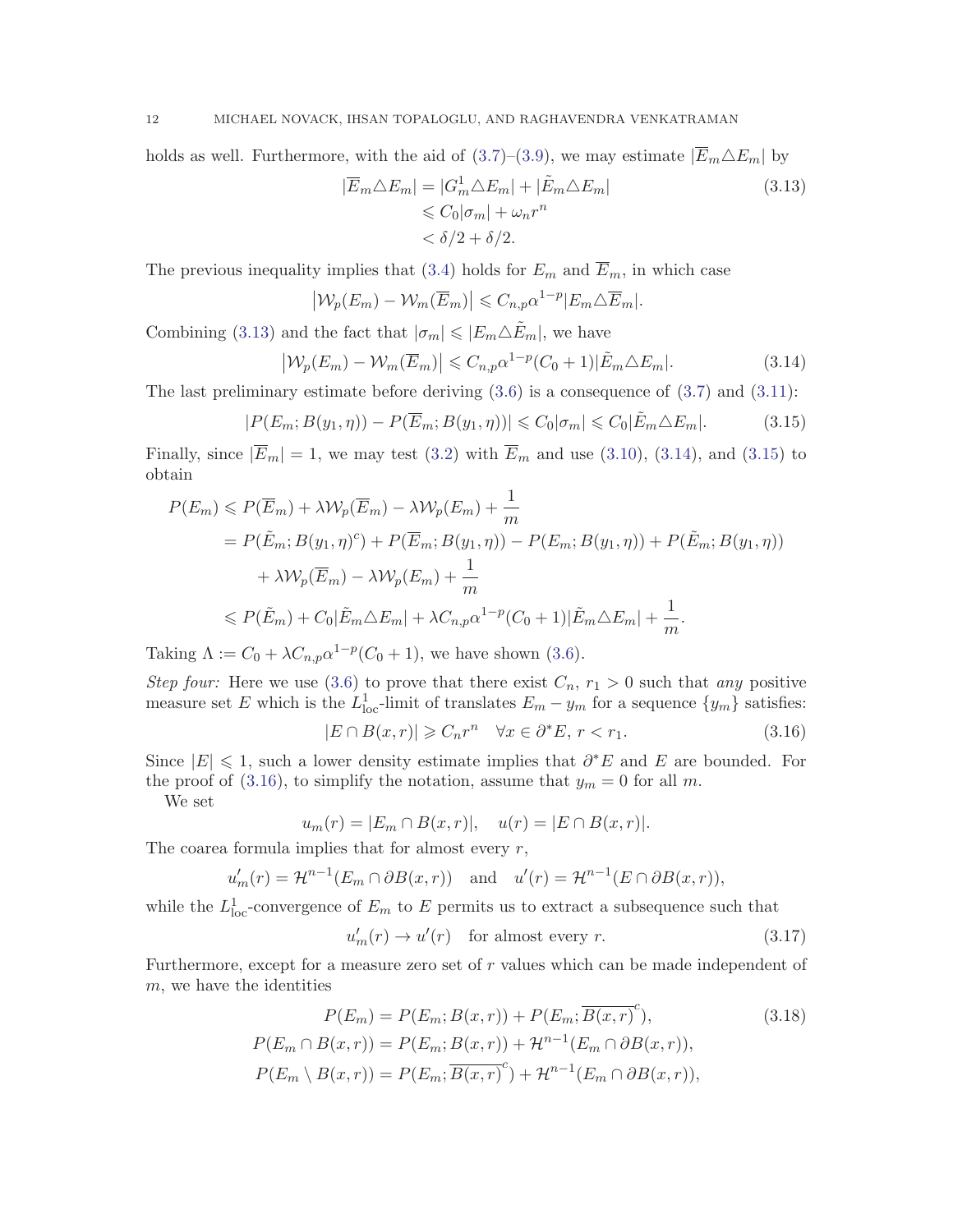holds as well. Furthermore, with the aid of (3.7)–(3.9), we may estimate $|\overline{E}_m \triangle E_m|$ by

$$
\begin{aligned}
|\overline{E}_m \triangle E_m| &= |G_m^1 \triangle E_m| + |\tilde{E}_m \triangle E_m| \\
&\leqslant C_0|\sigma_m| + \omega_n r^n \\
&< \delta/2 + \delta/2.
\end{aligned}
\tag{3.13}
$$

The previous inequality implies that (3.4) holds for $E_m$ and $\overline{E}_m$, in which case

$$
\left|\mathcal{W}_p(E_m) - \mathcal{W}_m(\overline{E}_m)\right| \leqslant C_{n,p}\alpha^{1-p}|E_m \triangle \overline{E}_m|.
$$

Combining (3.13) and the fact that $|\sigma_m| \leqslant |E_m \triangle \tilde{E}_m|$, we have

$$
\left|\mathcal{W}_p(E_m) - \mathcal{W}_m(\overline{E}_m)\right| \leqslant C_{n,p}\alpha^{1-p}(C_0+1)|\tilde{E}_m \triangle E_m|. \tag{3.14}
$$

The last preliminary estimate before deriving (3.6) is a consequence of (3.7) and (3.11):

$$
|P(E_m; B(y_1,\eta)) - P(\overline{E}_m; B(y_1,\eta))| \leqslant C_0|\sigma_m| \leqslant C_0|\tilde{E}_m \triangle E_m|. \tag{3.15}
$$

Finally, since $|\overline{E}_m| = 1$, we may test (3.2) with $\overline{E}_m$ and use (3.10), (3.14), and (3.15) to obtain

$$
\begin{aligned}
P(E_m) &\leqslant P(\overline{E}_m) + \lambda\mathcal{W}_p(\overline{E}_m) - \lambda\mathcal{W}_p(E_m) + \frac{1}{m} \\
&= P(\tilde{E}_m; B(y_1,\eta)^c) + P(\overline{E}_m; B(y_1,\eta)) - P(E_m; B(y_1,\eta)) + P(\tilde{E}_m; B(y_1,\eta)) \\
&\quad + \lambda\mathcal{W}_p(\overline{E}_m) - \lambda\mathcal{W}_p(E_m) + \frac{1}{m} \\
&\leqslant P(\tilde{E}_m) + C_0|\tilde{E}_m \triangle E_m| + \lambda C_{n,p}\alpha^{1-p}(C_0+1)|\tilde{E}_m \triangle E_m| + \frac{1}{m}.
\end{aligned}
$$

Taking $\Lambda := C_0 + \lambda C_{n,p}\alpha^{1-p}(C_0+1)$, we have shown (3.6).

*Step four:* Here we use (3.6) to prove that there exist $C_n$, $r_1 > 0$ such that *any* positive measure set $E$ which is the $L^1_{\mathrm{loc}}$-limit of translates $E_m - y_m$ for a sequence $\{y_m\}$ satisfies:

$$
|E \cap B(x,r)| \geqslant C_n r^n \quad \forall x \in \partial^* E,\ r < r_1. \tag{3.16}
$$

Since $|E| \leqslant 1$, such a lower density estimate implies that $\partial^* E$ and $E$ are bounded. For the proof of (3.16), to simplify the notation, assume that $y_m = 0$ for all $m$.

We set

$$
u_m(r) = |E_m \cap B(x,r)|, \quad u(r) = |E \cap B(x,r)|.
$$

The coarea formula implies that for almost every $r$,

$$
u_m'(r) = \mathcal{H}^{n-1}(E_m \cap \partial B(x,r)) \quad \text{and} \quad u'(r) = \mathcal{H}^{n-1}(E \cap \partial B(x,r)),
$$

while the $L^1_{\mathrm{loc}}$-convergence of $E_m$ to $E$ permits us to extract a subsequence such that

$$
u_m'(r) \to u'(r) \quad \text{for almost every } r. \tag{3.17}
$$

Furthermore, except for a measure zero set of $r$ values which can be made independent of $m$, we have the identities

$$
\begin{aligned}
P(E_m) &= P(E_m; B(x,r)) + P(E_m; \overline{B(x,r)}^c), \\
P(E_m \cap B(x,r)) &= P(E_m; B(x,r)) + \mathcal{H}^{n-1}(E_m \cap \partial B(x,r)), \\
P(E_m \setminus B(x,r)) &= P(E_m; \overline{B(x,r)}^c) + \mathcal{H}^{n-1}(E_m \cap \partial B(x,r)),
\end{aligned}
\tag{3.18}
$$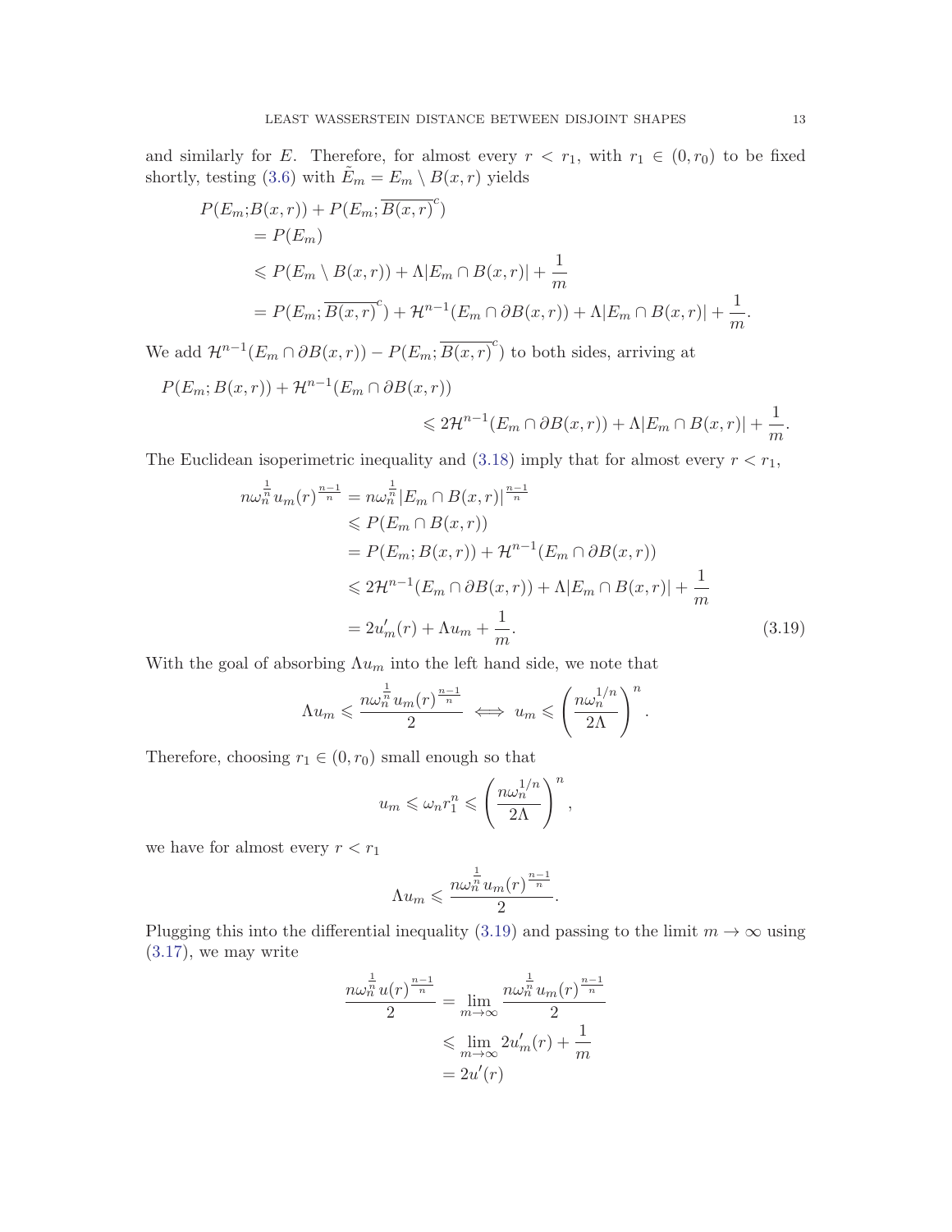and similarly for $E$. Therefore, for almost every $r < r_1$, with $r_1 \in (0, r_0)$ to be fixed shortly, testing (3.6) with $\tilde{E}_m = E_m \setminus B(x,r)$ yields

$$
\begin{aligned}
P(E_m; & B(x,r)) + P(E_m; \overline{B(x,r)}^c) \\
&= P(E_m) \\
&\leqslant P(E_m \setminus B(x,r)) + \Lambda |E_m \cap B(x,r)| + \frac{1}{m} \\
&= P(E_m; \overline{B(x,r)}^c) + \mathcal{H}^{n-1}(E_m \cap \partial B(x,r)) + \Lambda |E_m \cap B(x,r)| + \frac{1}{m}.
\end{aligned}
$$

We add $\mathcal{H}^{n-1}(E_m \cap \partial B(x,r)) - P(E_m; \overline{B(x,r)}^c)$ to both sides, arriving at

$$
\begin{aligned}
P(E_m; B(x,r)) &+ \mathcal{H}^{n-1}(E_m \cap \partial B(x,r)) \\
&\leqslant 2\mathcal{H}^{n-1}(E_m \cap \partial B(x,r)) + \Lambda |E_m \cap B(x,r)| + \frac{1}{m}.
\end{aligned}
$$

The Euclidean isoperimetric inequality and (3.18) imply that for almost every $r < r_1$,

$$
\begin{aligned}
n\omega_n^{\frac{1}{n}} u_m(r)^{\frac{n-1}{n}} &= n\omega_n^{\frac{1}{n}} |E_m \cap B(x,r)|^{\frac{n-1}{n}} \\
&\leqslant P(E_m \cap B(x,r)) \\
&= P(E_m; B(x,r)) + \mathcal{H}^{n-1}(E_m \cap \partial B(x,r)) \\
&\leqslant 2\mathcal{H}^{n-1}(E_m \cap \partial B(x,r)) + \Lambda |E_m \cap B(x,r)| + \frac{1}{m} \\
&= 2u_m'(r) + \Lambda u_m + \frac{1}{m}. \qquad (3.19)
\end{aligned}
$$

With the goal of absorbing $\Lambda u_m$ into the left hand side, we note that

$$
\Lambda u_m \leqslant \frac{n\omega_n^{\frac{1}{n}} u_m(r)^{\frac{n-1}{n}}}{2} \iff u_m \leqslant \left( \frac{n\omega_n^{1/n}}{2\Lambda} \right)^n.
$$

Therefore, choosing $r_1 \in (0, r_0)$ small enough so that

$$
u_m \leqslant \omega_n r_1^n \leqslant \left( \frac{n\omega_n^{1/n}}{2\Lambda} \right)^n,
$$

we have for almost every $r < r_1$

$$
\Lambda u_m \leqslant \frac{n\omega_n^{\frac{1}{n}} u_m(r)^{\frac{n-1}{n}}}{2}.
$$

Plugging this into the differential inequality (3.19) and passing to the limit $m \to \infty$ using (3.17), we may write

$$
\begin{aligned}
\frac{n\omega_n^{\frac{1}{n}} u(r)^{\frac{n-1}{n}}}{2} &= \lim_{m\to\infty} \frac{n\omega_n^{\frac{1}{n}} u_m(r)^{\frac{n-1}{n}}}{2} \\
&\leqslant \lim_{m\to\infty} 2u_m'(r) + \frac{1}{m} \\
&= 2u'(r)
\end{aligned}
$$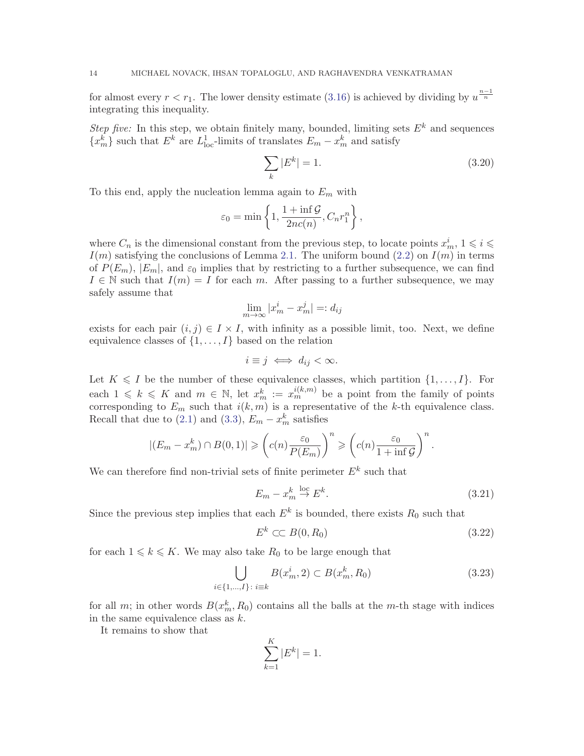for almost every $r < r_1$. The lower density estimate (3.16) is achieved by dividing by $u^{\frac{n-1}{n}}$ integrating this inequality.

*Step five:* In this step, we obtain finitely many, bounded, limiting sets $E^k$ and sequences $\{x^k_m\}$ such that $E^k$ are $L^1_{\mathrm{loc}}$-limits of translates $E_m - x^k_m$ and satisfy

$$\sum_k |E^k| = 1. \tag{3.20}$$

To this end, apply the nucleation lemma again to $E_m$ with

$$\varepsilon_0 = \min\left\{1, \frac{1+\inf \mathcal{G}}{2nc(n)}, C_n r_1^n\right\},$$

where $C_n$ is the dimensional constant from the previous step, to locate points $x^i_m$, $1 \leqslant i \leqslant I(m)$ satisfying the conclusions of Lemma 2.1. The uniform bound (2.2) on $I(m)$ in terms of $P(E_m)$, $|E_m|$, and $\varepsilon_0$ implies that by restricting to a further subsequence, we can find $I \in \mathbb{N}$ such that $I(m) = I$ for each $m$. After passing to a further subsequence, we may safely assume that

$$\lim_{m\to\infty} |x^i_m - x^j_m| =: d_{ij}$$

exists for each pair $(i,j) \in I \times I$, with infinity as a possible limit, too. Next, we define equivalence classes of $\{1, \dots, I\}$ based on the relation

$$i \equiv j \iff d_{ij} < \infty.$$

Let $K \leqslant I$ be the number of these equivalence classes, which partition $\{1, \dots, I\}$. For each $1 \leqslant k \leqslant K$ and $m \in \mathbb{N}$, let $x^k_m := x^{i(k,m)}_m$ be a point from the family of points corresponding to $E_m$ such that $i(k,m)$ is a representative of the $k$-th equivalence class. Recall that due to (2.1) and (3.3), $E_m - x^k_m$ satisfies

$$|(E_m - x^k_m) \cap B(0,1)| \geqslant \left(c(n)\frac{\varepsilon_0}{P(E_m)}\right)^n \geqslant \left(c(n)\frac{\varepsilon_0}{1+\inf \mathcal{G}}\right)^n.$$

We can therefore find non-trivial sets of finite perimeter $E^k$ such that

$$E_m - x^k_m \overset{\mathrm{loc}}{\to} E^k. \tag{3.21}$$

Since the previous step implies that each $E^k$ is bounded, there exists $R_0$ such that

$$E^k \subset\subset B(0, R_0) \tag{3.22}$$

for each $1 \leqslant k \leqslant K$. We may also take $R_0$ to be large enough that

$$\bigcup_{i \in \{1,\dots,I\}:\, i \equiv k} B(x^i_m, 2) \subset B(x^k_m, R_0) \tag{3.23}$$

for all $m$; in other words $B(x^k_m, R_0)$ contains all the balls at the $m$-th stage with indices in the same equivalence class as $k$.

It remains to show that

$$\sum_{k=1}^K |E^k| = 1.$$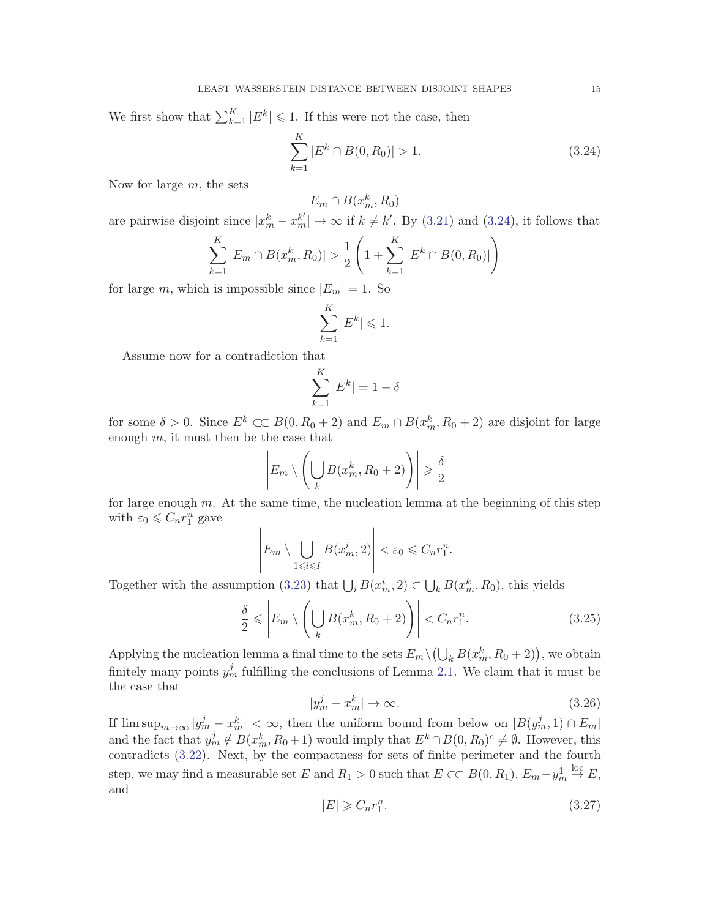We first show that $\sum_{k=1}^{K}|E^k| \leqslant 1$. If this were not the case, then

$$\sum_{k=1}^{K}|E^k \cap B(0,R_0)| > 1. \tag{3.24}$$

Now for large $m$, the sets

$$E_m \cap B(x_m^k, R_0)$$

are pairwise disjoint since $|x_m^k - x_m^{k'}| \to \infty$ if $k \neq k'$. By (3.21) and (3.24), it follows that

$$\sum_{k=1}^{K}|E_m \cap B(x_m^k, R_0)| > \frac{1}{2}\left(1 + \sum_{k=1}^{K}|E^k \cap B(0,R_0)|\right)$$

for large $m$, which is impossible since $|E_m| = 1$. So

$$\sum_{k=1}^{K}|E^k| \leqslant 1.$$

Assume now for a contradiction that

$$\sum_{k=1}^{K}|E^k| = 1 - \delta$$

for some $\delta > 0$. Since $E^k \subset\subset B(0, R_0+2)$ and $E_m \cap B(x_m^k, R_0+2)$ are disjoint for large enough $m$, it must then be the case that

$$\left|E_m \setminus \left(\bigcup_k B(x_m^k, R_0+2)\right)\right| \geqslant \frac{\delta}{2}$$

for large enough $m$. At the same time, the nucleation lemma at the beginning of this step with $\varepsilon_0 \leqslant C_n r_1^n$ gave

$$\left|E_m \setminus \bigcup_{1 \leqslant i \leqslant I} B(x_m^i, 2)\right| < \varepsilon_0 \leqslant C_n r_1^n.$$

Together with the assumption (3.23) that $\bigcup_i B(x_m^i, 2) \subset \bigcup_k B(x_m^k, R_0)$, this yields

$$\frac{\delta}{2} \leqslant \left|E_m \setminus \left(\bigcup_k B(x_m^k, R_0+2)\right)\right| < C_n r_1^n. \tag{3.25}$$

Applying the nucleation lemma a final time to the sets $E_m \setminus \left(\bigcup_k B(x_m^k, R_0+2)\right)$, we obtain finitely many points $y_m^j$ fulfilling the conclusions of Lemma 2.1. We claim that it must be the case that

$$|y_m^j - x_m^k| \to \infty. \tag{3.26}$$

If $\limsup_{m\to\infty}|y_m^j - x_m^k| < \infty$, then the uniform bound from below on $|B(y_m^j, 1) \cap E_m|$ and the fact that $y_m^j \notin B(x_m^k, R_0+1)$ would imply that $E^k \cap B(0,R_0)^c \neq \emptyset$. However, this contradicts (3.22). Next, by the compactness for sets of finite perimeter and the fourth step, we may find a measurable set $E$ and $R_1 > 0$ such that $E \subset\subset B(0,R_1)$, $E_m - y_m^1 \overset{\text{loc}}{\to} E$, and

$$|E| \geqslant C_n r_1^n. \tag{3.27}$$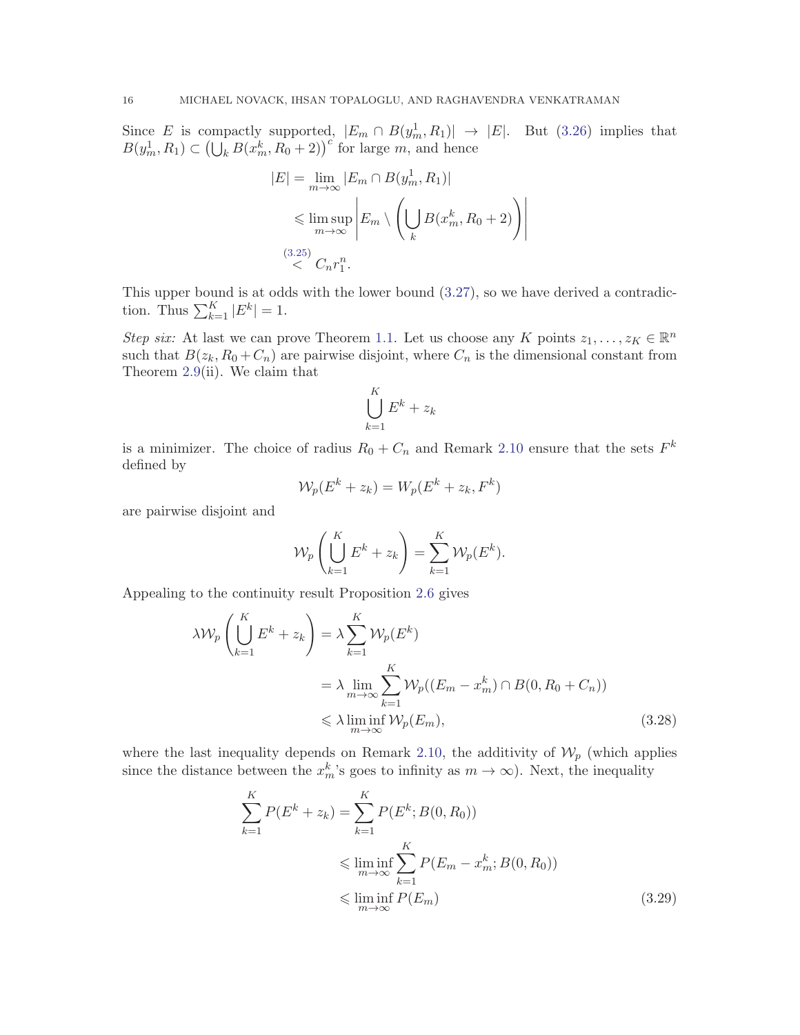Since $E$ is compactly supported, $|E_m \cap B(y_m^1, R_1)| \to |E|$. But (3.26) implies that $B(y_m^1, R_1) \subset \left(\bigcup_k B(x_m^k, R_0+2)\right)^c$ for large $m$, and hence

$$
\begin{aligned}
|E| &= \lim_{m\to\infty} |E_m \cap B(y_m^1, R_1)| \\
&\leqslant \limsup_{m\to\infty} \left| E_m \setminus \left( \bigcup_k B(x_m^k, R_0+2) \right) \right| \\
&\overset{(3.25)}{<} C_n r_1^n.
\end{aligned}
$$

This upper bound is at odds with the lower bound (3.27), so we have derived a contradiction. Thus $\sum_{k=1}^K |E^k| = 1$.

*Step six:* At last we can prove Theorem 1.1. Let us choose any $K$ points $z_1, \ldots, z_K \in \mathbb{R}^n$ such that $B(z_k, R_0 + C_n)$ are pairwise disjoint, where $C_n$ is the dimensional constant from Theorem 2.9(ii). We claim that

$$
\bigcup_{k=1}^K E^k + z_k
$$

is a minimizer. The choice of radius $R_0 + C_n$ and Remark 2.10 ensure that the sets $F^k$ defined by

$$
\mathcal{W}_p(E^k + z_k) = W_p(E^k + z_k, F^k)
$$

are pairwise disjoint and

$$
\mathcal{W}_p\left( \bigcup_{k=1}^K E^k + z_k \right) = \sum_{k=1}^K \mathcal{W}_p(E^k).
$$

Appealing to the continuity result Proposition 2.6 gives

$$
\begin{aligned}
\lambda \mathcal{W}_p\left( \bigcup_{k=1}^K E^k + z_k \right) &= \lambda \sum_{k=1}^K \mathcal{W}_p(E^k) \\
&= \lambda \lim_{m\to\infty} \sum_{k=1}^K \mathcal{W}_p((E_m - x_m^k) \cap B(0, R_0 + C_n)) \\
&\leqslant \lambda \liminf_{m\to\infty} \mathcal{W}_p(E_m), \qquad (3.28)
\end{aligned}
$$

where the last inequality depends on Remark 2.10, the additivity of $\mathcal{W}_p$ (which applies since the distance between the $x_m^k$'s goes to infinity as $m \to \infty$). Next, the inequality

$$
\begin{aligned}
\sum_{k=1}^K P(E^k + z_k) &= \sum_{k=1}^K P(E^k; B(0, R_0)) \\
&\leqslant \liminf_{m\to\infty} \sum_{k=1}^K P(E_m - x_m^k; B(0, R_0)) \\
&\leqslant \liminf_{m\to\infty} P(E_m) \qquad (3.29)
\end{aligned}
$$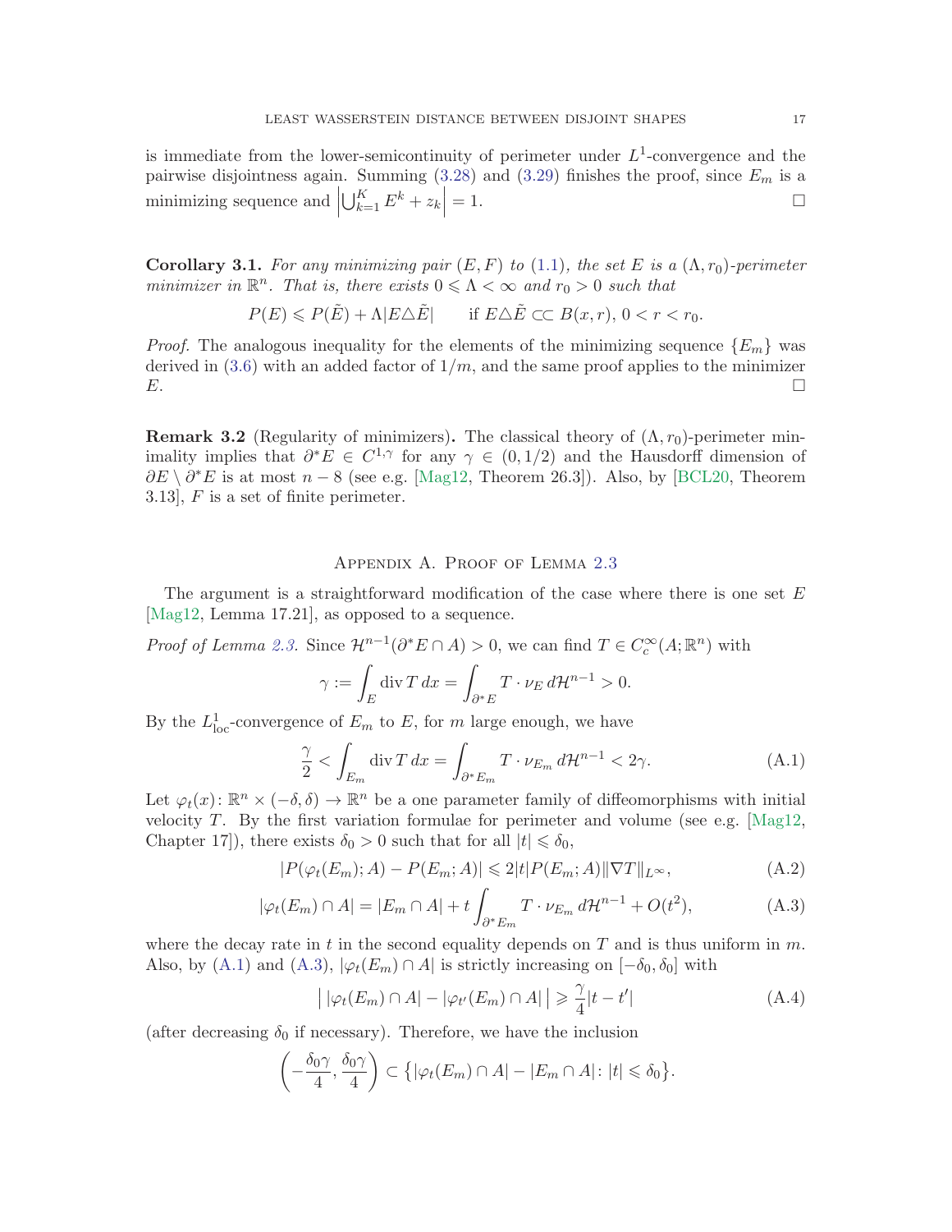is immediate from the lower-semicontinuity of perimeter under $L^1$-convergence and the pairwise disjointness again. Summing (3.28) and (3.29) finishes the proof, since $E_m$ is a minimizing sequence and $\left|\bigcup_{k=1}^K E^k + z_k\right| = 1$. □

**Corollary 3.1.** *For any minimizing pair $(E, F)$ to (1.1), the set $E$ is a $(\Lambda, r_0)$-perimeter minimizer in $\mathbb{R}^n$. That is, there exists $0 \leqslant \Lambda < \infty$ and $r_0 > 0$ such that*

$$P(E) \leqslant P(\tilde{E}) + \Lambda|E \triangle \tilde{E}| \qquad \text{if } E \triangle \tilde{E} \subset\subset B(x, r),\ 0 < r < r_0.$$

*Proof.* The analogous inequality for the elements of the minimizing sequence $\{E_m\}$ was derived in (3.6) with an added factor of $1/m$, and the same proof applies to the minimizer $E$. □

**Remark 3.2** (Regularity of minimizers)**.** The classical theory of $(\Lambda, r_0)$-perimeter minimality implies that $\partial^* E \in C^{1,\gamma}$ for any $\gamma \in (0, 1/2)$ and the Hausdorff dimension of $\partial E \setminus \partial^* E$ is at most $n - 8$ (see e.g. [Mag12, Theorem 26.3]). Also, by [BCL20, Theorem 3.13], $F$ is a set of finite perimeter.

## Appendix A. Proof of Lemma 2.3

The argument is a straightforward modification of the case where there is one set $E$ [Mag12, Lemma 17.21], as opposed to a sequence.

*Proof of Lemma 2.3.* Since $\mathcal{H}^{n-1}(\partial^* E \cap A) > 0$, we can find $T \in C_c^\infty(A; \mathbb{R}^n)$ with

$$\gamma := \int_E \operatorname{div} T \, dx = \int_{\partial^* E} T \cdot \nu_E \, d\mathcal{H}^{n-1} > 0.$$

By the $L^1_{\mathrm{loc}}$-convergence of $E_m$ to $E$, for $m$ large enough, we have

$$\frac{\gamma}{2} < \int_{E_m} \operatorname{div} T \, dx = \int_{\partial^* E_m} T \cdot \nu_{E_m} \, d\mathcal{H}^{n-1} < 2\gamma. \tag{A.1}$$

Let $\varphi_t(x) \colon \mathbb{R}^n \times (-\delta, \delta) \to \mathbb{R}^n$ be a one parameter family of diffeomorphisms with initial velocity $T$. By the first variation formulae for perimeter and volume (see e.g. [Mag12, Chapter 17]), there exists $\delta_0 > 0$ such that for all $|t| \leqslant \delta_0$,

$$|P(\varphi_t(E_m); A) - P(E_m; A)| \leqslant 2|t| P(E_m; A) \|\nabla T\|_{L^\infty}, \tag{A.2}$$

$$|\varphi_t(E_m) \cap A| = |E_m \cap A| + t \int_{\partial^* E_m} T \cdot \nu_{E_m} \, d\mathcal{H}^{n-1} + O(t^2), \tag{A.3}$$

where the decay rate in $t$ in the second equality depends on $T$ and is thus uniform in $m$. Also, by (A.1) and (A.3), $|\varphi_t(E_m) \cap A|$ is strictly increasing on $[-\delta_0, \delta_0]$ with

$$\big|\, |\varphi_t(E_m) \cap A| - |\varphi_{t'}(E_m) \cap A| \,\big| \geqslant \frac{\gamma}{4}|t - t'| \tag{A.4}$$

(after decreasing $\delta_0$ if necessary). Therefore, we have the inclusion

$$\left(-\frac{\delta_0 \gamma}{4}, \frac{\delta_0 \gamma}{4}\right) \subset \big\{ |\varphi_t(E_m) \cap A| - |E_m \cap A| \colon |t| \leqslant \delta_0 \big\}.$$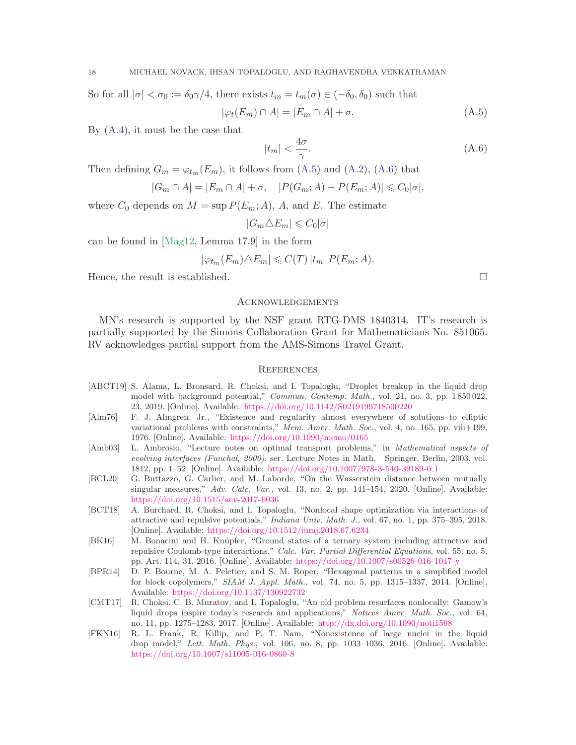So for all $|\sigma| < \sigma_0 := \delta_0\gamma/4$, there exists $t_m = t_m(\sigma) \in (-\delta_0, \delta_0)$ such that

$$|\varphi_t(E_m) \cap A| = |E_m \cap A| + \sigma. \tag{A.5}$$

By (A.4), it must be the case that

$$|t_m| < \frac{4\sigma}{\gamma}. \tag{A.6}$$

Then defining $G_m = \varphi_{t_m}(E_m)$, it follows from (A.5) and (A.2), (A.6) that

$$|G_m \cap A| = |E_m \cap A| + \sigma, \quad |P(G_m; A) - P(E_m; A)| \leqslant C_0|\sigma|,$$

where $C_0$ depends on $M = \sup P(E_m; A)$, $A$, and $E$. The estimate

$$|G_m \triangle E_m| \leqslant C_0|\sigma|$$

can be found in [Mag12, Lemma 17.9] in the form

$$|\varphi_{t_m}(E_m) \triangle E_m| \leqslant C(T)\,|t_m|\,P(E_m; A).$$

Hence, the result is established. □

## Acknowledgements

MN's research is supported by the NSF grant RTG-DMS 1840314. IT's research is partially supported by the Simons Collaboration Grant for Mathematicians No. 851065. RV acknowledges partial support from the AMS-Simons Travel Grant.

## References

[ABCT19] S. Alama, L. Bronsard, R. Choksi, and I. Topaloglu, "Droplet breakup in the liquid drop model with background potential," *Commun. Contemp. Math.*, vol. 21, no. 3, pp. 1 850 022, 23, 2019. [Online]. Available: https://doi.org/10.1142/S0219199718500220

[Alm76] F. J. Almgren, Jr., "Existence and regularity almost everywhere of solutions to elliptic variational problems with constraints," *Mem. Amer. Math. Soc.*, vol. 4, no. 165, pp. viii+199, 1976. [Online]. Available: https://doi.org/10.1090/memo/0165

[Amb03] L. Ambrosio, "Lecture notes on optimal transport problems," in *Mathematical aspects of evolving interfaces (Funchal, 2000)*, ser. Lecture Notes in Math. Springer, Berlin, 2003, vol. 1812, pp. 1–52. [Online]. Available: https://doi.org/10.1007/978-3-540-39189-0_1

[BCL20] G. Buttazzo, G. Carlier, and M. Laborde, "On the Wasserstein distance between mutually singular measures," *Adv. Calc. Var.*, vol. 13, no. 2, pp. 141–154, 2020. [Online]. Available: https://doi.org/10.1515/acv-2017-0036

[BCT18] A. Burchard, R. Choksi, and I. Topaloglu, "Nonlocal shape optimization via interactions of attractive and repulsive potentials," *Indiana Univ. Math. J.*, vol. 67, no. 1, pp. 375–395, 2018. [Online]. Available: https://doi.org/10.1512/iumj.2018.67.6234

[BK16] M. Bonacini and H. Knüpfer, "Ground states of a ternary system including attractive and repulsive Coulomb-type interactions," *Calc. Var. Partial Differential Equations*, vol. 55, no. 5, pp. Art. 114, 31, 2016. [Online]. Available: https://doi.org/10.1007/s00526-016-1047-y

[BPR14] D. P. Bourne, M. A. Peletier, and S. M. Roper, "Hexagonal patterns in a simplified model for block copolymers," *SIAM J. Appl. Math.*, vol. 74, no. 5, pp. 1315–1337, 2014. [Online]. Available: https://doi.org/10.1137/130922732

[CMT17] R. Choksi, C. B. Muratov, and I. Topaloglu, "An old problem resurfaces nonlocally: Gamow's liquid drops inspire today's research and applications," *Notices Amer. Math. Soc.*, vol. 64, no. 11, pp. 1275–1283, 2017. [Online]. Available: http://dx.doi.org/10.1090/noti1598

[FKN16] R. L. Frank, R. Killip, and P. T. Nam, "Nonexistence of large nuclei in the liquid drop model," *Lett. Math. Phys.*, vol. 106, no. 8, pp. 1033–1036, 2016. [Online]. Available: https://doi.org/10.1007/s11005-016-0860-8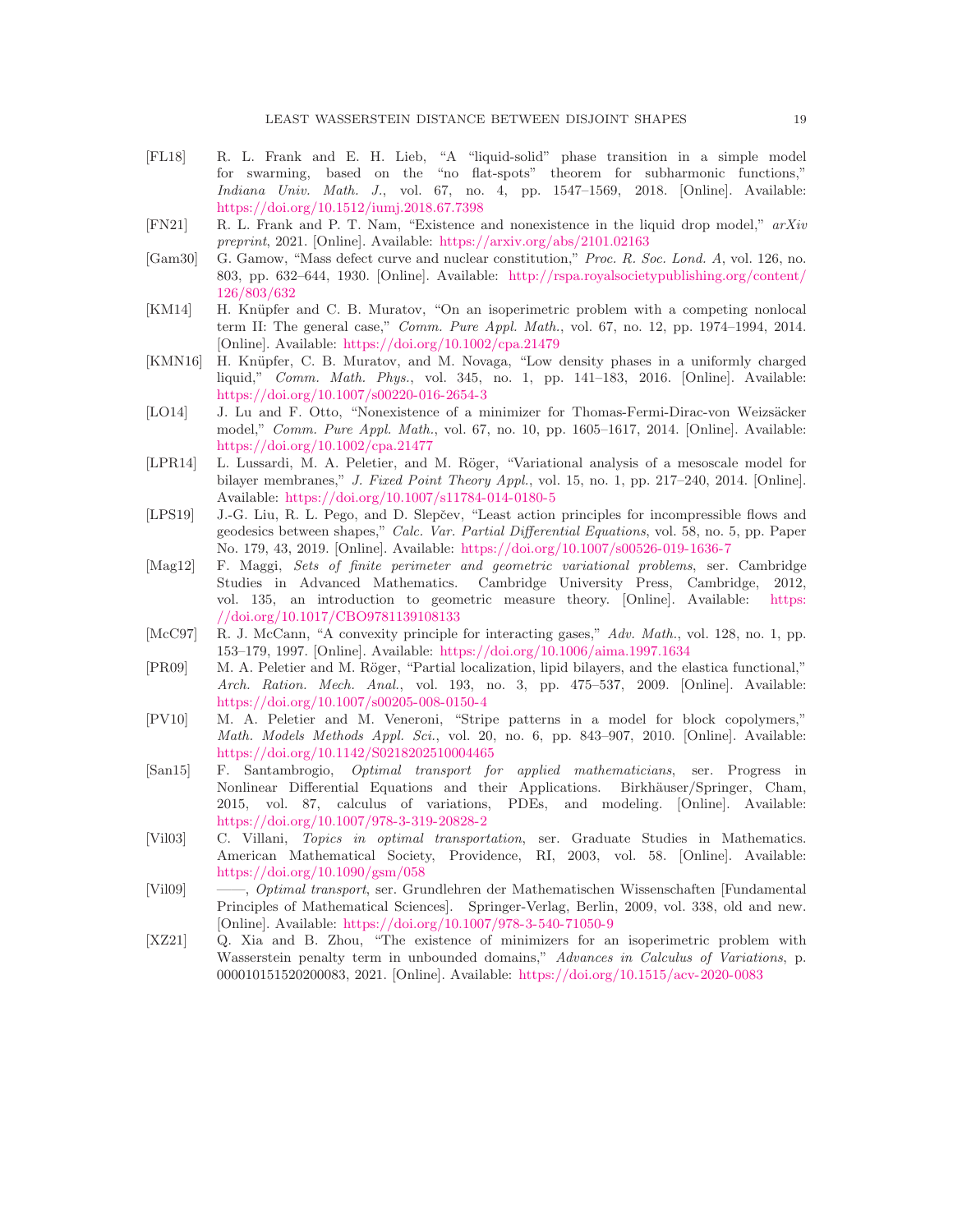[FL18] R. L. Frank and E. H. Lieb, "A "liquid-solid" phase transition in a simple model for swarming, based on the "no flat-spots" theorem for subharmonic functions," *Indiana Univ. Math. J.*, vol. 67, no. 4, pp. 1547–1569, 2018. [Online]. Available: https://doi.org/10.1512/iumj.2018.67.7398

[FN21] R. L. Frank and P. T. Nam, "Existence and nonexistence in the liquid drop model," *arXiv preprint*, 2021. [Online]. Available: https://arxiv.org/abs/2101.02163

[Gam30] G. Gamow, "Mass defect curve and nuclear constitution," *Proc. R. Soc. Lond. A*, vol. 126, no. 803, pp. 632–644, 1930. [Online]. Available: http://rspa.royalsocietypublishing.org/content/126/803/632

[KM14] H. Knüpfer and C. B. Muratov, "On an isoperimetric problem with a competing nonlocal term II: The general case," *Comm. Pure Appl. Math.*, vol. 67, no. 12, pp. 1974–1994, 2014. [Online]. Available: https://doi.org/10.1002/cpa.21479

[KMN16] H. Knüpfer, C. B. Muratov, and M. Novaga, "Low density phases in a uniformly charged liquid," *Comm. Math. Phys.*, vol. 345, no. 1, pp. 141–183, 2016. [Online]. Available: https://doi.org/10.1007/s00220-016-2654-3

[LO14] J. Lu and F. Otto, "Nonexistence of a minimizer for Thomas-Fermi-Dirac-von Weizsäcker model," *Comm. Pure Appl. Math.*, vol. 67, no. 10, pp. 1605–1617, 2014. [Online]. Available: https://doi.org/10.1002/cpa.21477

[LPR14] L. Lussardi, M. A. Peletier, and M. Röger, "Variational analysis of a mesoscale model for bilayer membranes," *J. Fixed Point Theory Appl.*, vol. 15, no. 1, pp. 217–240, 2014. [Online]. Available: https://doi.org/10.1007/s11784-014-0180-5

[LPS19] J.-G. Liu, R. L. Pego, and D. Slepčev, "Least action principles for incompressible flows and geodesics between shapes," *Calc. Var. Partial Differential Equations*, vol. 58, no. 5, pp. Paper No. 179, 43, 2019. [Online]. Available: https://doi.org/10.1007/s00526-019-1636-7

[Mag12] F. Maggi, *Sets of finite perimeter and geometric variational problems*, ser. Cambridge Studies in Advanced Mathematics. Cambridge University Press, Cambridge, 2012, vol. 135, an introduction to geometric measure theory. [Online]. Available: https://doi.org/10.1017/CBO9781139108133

[McC97] R. J. McCann, "A convexity principle for interacting gases," *Adv. Math.*, vol. 128, no. 1, pp. 153–179, 1997. [Online]. Available: https://doi.org/10.1006/aima.1997.1634

[PR09] M. A. Peletier and M. Röger, "Partial localization, lipid bilayers, and the elastica functional," *Arch. Ration. Mech. Anal.*, vol. 193, no. 3, pp. 475–537, 2009. [Online]. Available: https://doi.org/10.1007/s00205-008-0150-4

[PV10] M. A. Peletier and M. Veneroni, "Stripe patterns in a model for block copolymers," *Math. Models Methods Appl. Sci.*, vol. 20, no. 6, pp. 843–907, 2010. [Online]. Available: https://doi.org/10.1142/S0218202510004465

[San15] F. Santambrogio, *Optimal transport for applied mathematicians*, ser. Progress in Nonlinear Differential Equations and their Applications. Birkhäuser/Springer, Cham, 2015, vol. 87, calculus of variations, PDEs, and modeling. [Online]. Available: https://doi.org/10.1007/978-3-319-20828-2

[Vil03] C. Villani, *Topics in optimal transportation*, ser. Graduate Studies in Mathematics. American Mathematical Society, Providence, RI, 2003, vol. 58. [Online]. Available: https://doi.org/10.1090/gsm/058

[Vil09] ——, *Optimal transport*, ser. Grundlehren der Mathematischen Wissenschaften [Fundamental Principles of Mathematical Sciences]. Springer-Verlag, Berlin, 2009, vol. 338, old and new. [Online]. Available: https://doi.org/10.1007/978-3-540-71050-9

[XZ21] Q. Xia and B. Zhou, "The existence of minimizers for an isoperimetric problem with Wasserstein penalty term in unbounded domains," *Advances in Calculus of Variations*, p. 000010151520200083, 2021. [Online]. Available: https://doi.org/10.1515/acv-2020-0083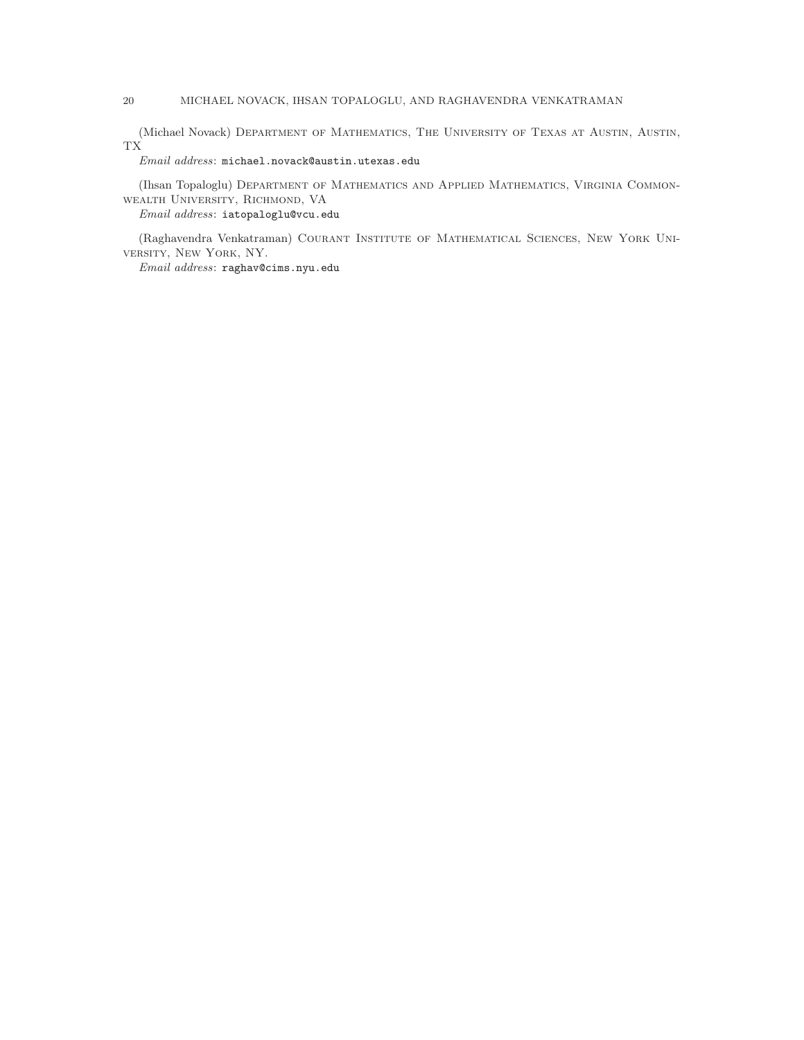(Michael Novack) Department of Mathematics, The University of Texas at Austin, Austin, TX

*Email address*: michael.novack@austin.utexas.edu

(Ihsan Topaloglu) Department of Mathematics and Applied Mathematics, Virginia Commonwealth University, Richmond, VA

*Email address*: iatopaloglu@vcu.edu

(Raghavendra Venkatraman) Courant Institute of Mathematical Sciences, New York University, New York, NY.

*Email address*: raghav@cims.nyu.edu